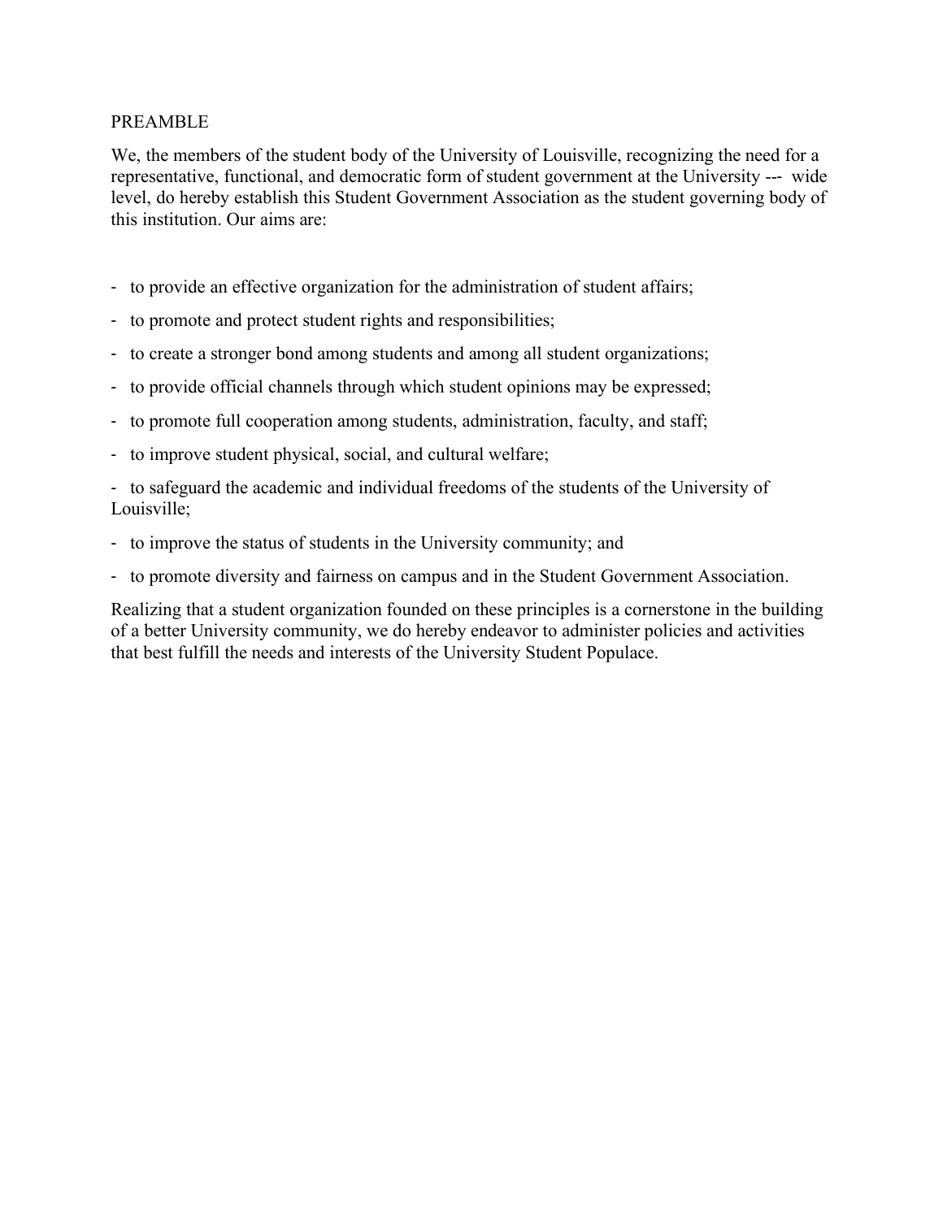# PREAMBLE

We, the members of the student body of the University of Louisville, recognizing the need for a representative, functional, and democratic form of student government at the University --- wide level, do hereby establish this Student Government Association as the student governing body of this institution. Our aims are:

- to provide an effective organization for the administration of student affairs;
- to promote and protect student rights and responsibilities;
- to create a stronger bond among students and among all student organizations;
- to provide official channels through which student opinions may be expressed;
- to promote full cooperation among students, administration, faculty, and staff;
- to improve student physical, social, and cultural welfare;
- to safeguard the academic and individual freedoms of the students of the University of Louisville;
- to improve the status of students in the University community; and
- to promote diversity and fairness on campus and in the Student Government Association.

Realizing that a student organization founded on these principles is a cornerstone in the building of a better University community, we do hereby endeavor to administer policies and activities that best fulfill the needs and interests of the University Student Populace.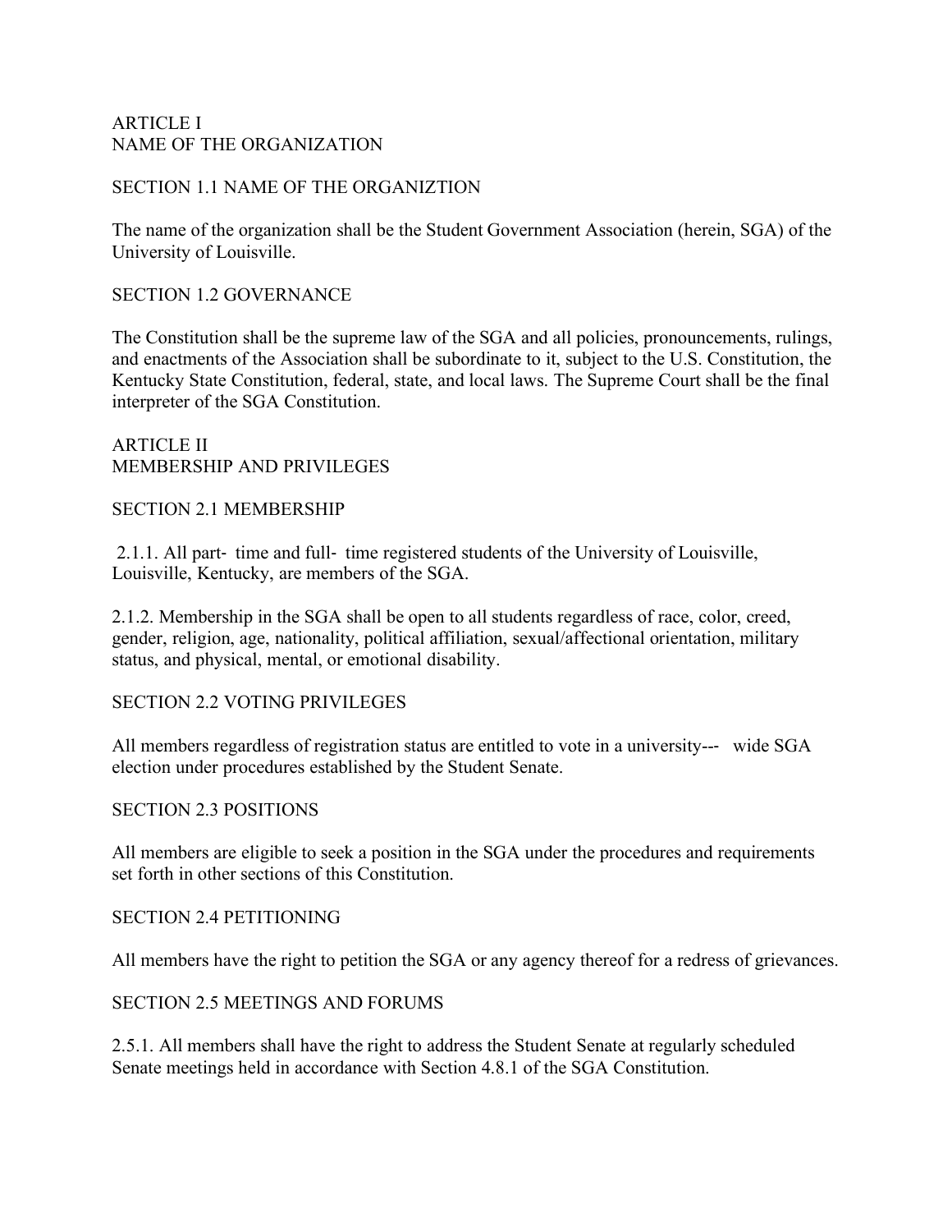# ARTICLE I
# NAME OF THE ORGANIZATION

## SECTION 1.1 NAME OF THE ORGANIZTION

The name of the organization shall be the Student Government Association (herein, SGA) of the University of Louisville.

## SECTION 1.2 GOVERNANCE

The Constitution shall be the supreme law of the SGA and all policies, pronouncements, rulings, and enactments of the Association shall be subordinate to it, subject to the U.S. Constitution, the Kentucky State Constitution, federal, state, and local laws. The Supreme Court shall be the final interpreter of the SGA Constitution.

# ARTICLE II
# MEMBERSHIP AND PRIVILEGES

## SECTION 2.1 MEMBERSHIP

2.1.1. All part- time and full- time registered students of the University of Louisville, Louisville, Kentucky, are members of the SGA.

2.1.2. Membership in the SGA shall be open to all students regardless of race, color, creed, gender, religion, age, nationality, political affiliation, sexual/affectional orientation, military status, and physical, mental, or emotional disability.

## SECTION 2.2 VOTING PRIVILEGES

All members regardless of registration status are entitled to vote in a university--- wide SGA election under procedures established by the Student Senate.

## SECTION 2.3 POSITIONS

All members are eligible to seek a position in the SGA under the procedures and requirements set forth in other sections of this Constitution.

## SECTION 2.4 PETITIONING

All members have the right to petition the SGA or any agency thereof for a redress of grievances.

## SECTION 2.5 MEETINGS AND FORUMS

2.5.1. All members shall have the right to address the Student Senate at regularly scheduled Senate meetings held in accordance with Section 4.8.1 of the SGA Constitution.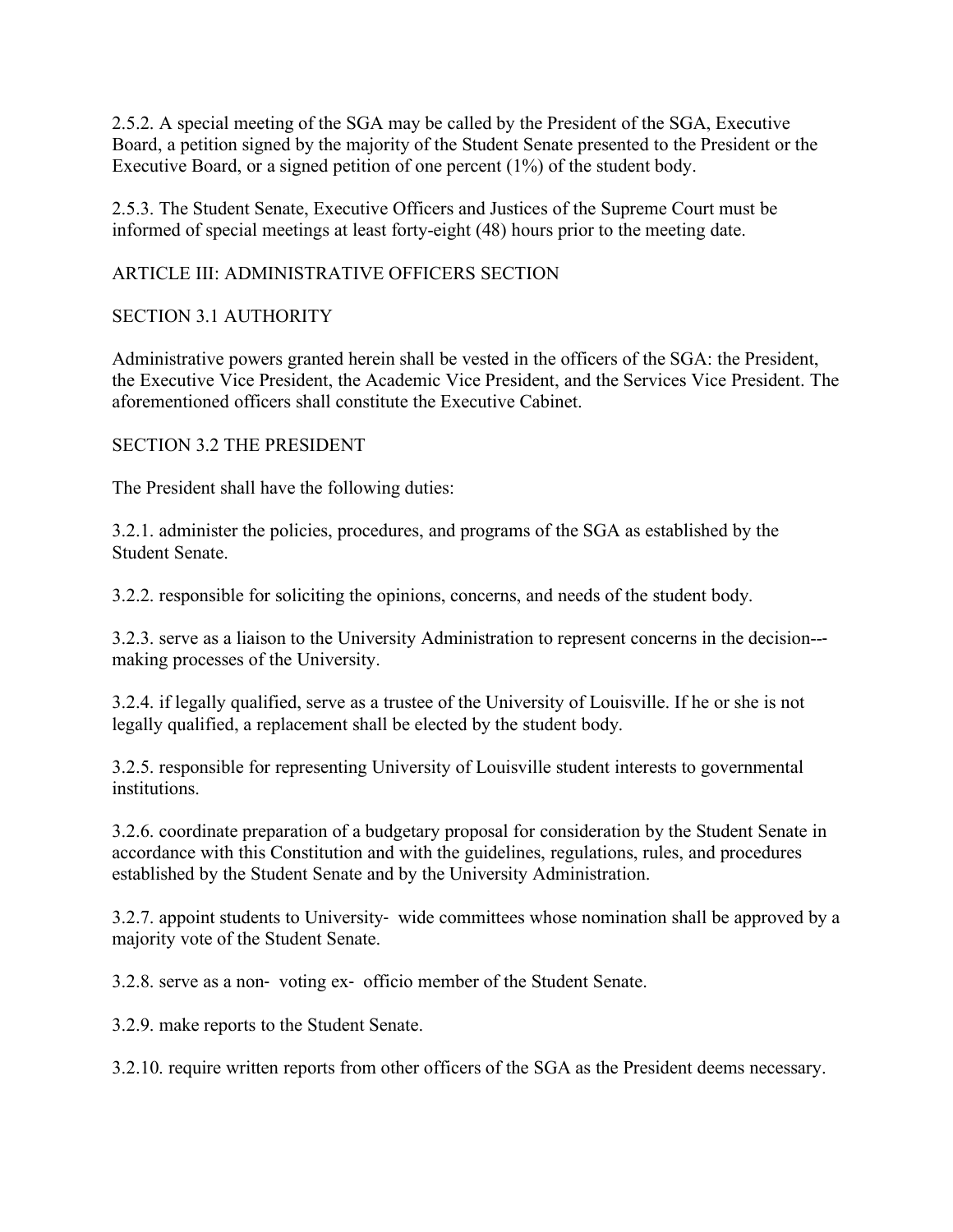2.5.2. A special meeting of the SGA may be called by the President of the SGA, Executive Board, a petition signed by the majority of the Student Senate presented to the President or the Executive Board, or a signed petition of one percent (1%) of the student body.

2.5.3. The Student Senate, Executive Officers and Justices of the Supreme Court must be informed of special meetings at least forty-eight (48) hours prior to the meeting date.

## ARTICLE III: ADMINISTRATIVE OFFICERS SECTION

### SECTION 3.1 AUTHORITY

Administrative powers granted herein shall be vested in the officers of the SGA: the President, the Executive Vice President, the Academic Vice President, and the Services Vice President. The aforementioned officers shall constitute the Executive Cabinet.

### SECTION 3.2 THE PRESIDENT

The President shall have the following duties:

3.2.1. administer the policies, procedures, and programs of the SGA as established by the Student Senate.

3.2.2. responsible for soliciting the opinions, concerns, and needs of the student body.

3.2.3. serve as a liaison to the University Administration to represent concerns in the decision---making processes of the University.

3.2.4. if legally qualified, serve as a trustee of the University of Louisville. If he or she is not legally qualified, a replacement shall be elected by the student body.

3.2.5. responsible for representing University of Louisville student interests to governmental institutions.

3.2.6. coordinate preparation of a budgetary proposal for consideration by the Student Senate in accordance with this Constitution and with the guidelines, regulations, rules, and procedures established by the Student Senate and by the University Administration.

3.2.7. appoint students to University- wide committees whose nomination shall be approved by a majority vote of the Student Senate.

3.2.8. serve as a non- voting ex- officio member of the Student Senate.

3.2.9. make reports to the Student Senate.

3.2.10. require written reports from other officers of the SGA as the President deems necessary.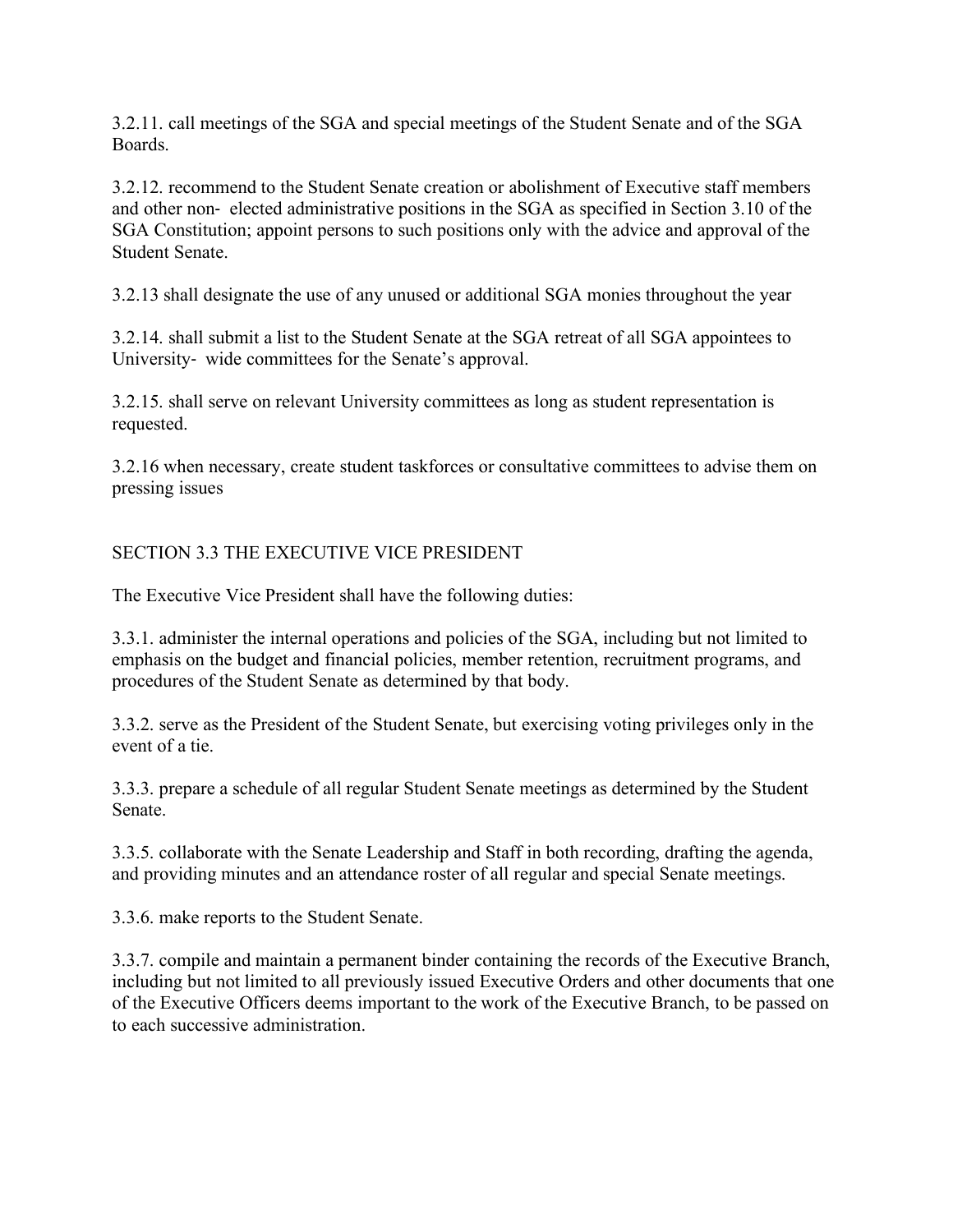3.2.11. call meetings of the SGA and special meetings of the Student Senate and of the SGA Boards.

3.2.12. recommend to the Student Senate creation or abolishment of Executive staff members and other non- elected administrative positions in the SGA as specified in Section 3.10 of the SGA Constitution; appoint persons to such positions only with the advice and approval of the Student Senate.

3.2.13 shall designate the use of any unused or additional SGA monies throughout the year

3.2.14. shall submit a list to the Student Senate at the SGA retreat of all SGA appointees to University- wide committees for the Senate's approval.

3.2.15. shall serve on relevant University committees as long as student representation is requested.

3.2.16 when necessary, create student taskforces or consultative committees to advise them on pressing issues

## SECTION 3.3 THE EXECUTIVE VICE PRESIDENT

The Executive Vice President shall have the following duties:

3.3.1. administer the internal operations and policies of the SGA, including but not limited to emphasis on the budget and financial policies, member retention, recruitment programs, and procedures of the Student Senate as determined by that body.

3.3.2. serve as the President of the Student Senate, but exercising voting privileges only in the event of a tie.

3.3.3. prepare a schedule of all regular Student Senate meetings as determined by the Student Senate.

3.3.5. collaborate with the Senate Leadership and Staff in both recording, drafting the agenda, and providing minutes and an attendance roster of all regular and special Senate meetings.

3.3.6. make reports to the Student Senate.

3.3.7. compile and maintain a permanent binder containing the records of the Executive Branch, including but not limited to all previously issued Executive Orders and other documents that one of the Executive Officers deems important to the work of the Executive Branch, to be passed on to each successive administration.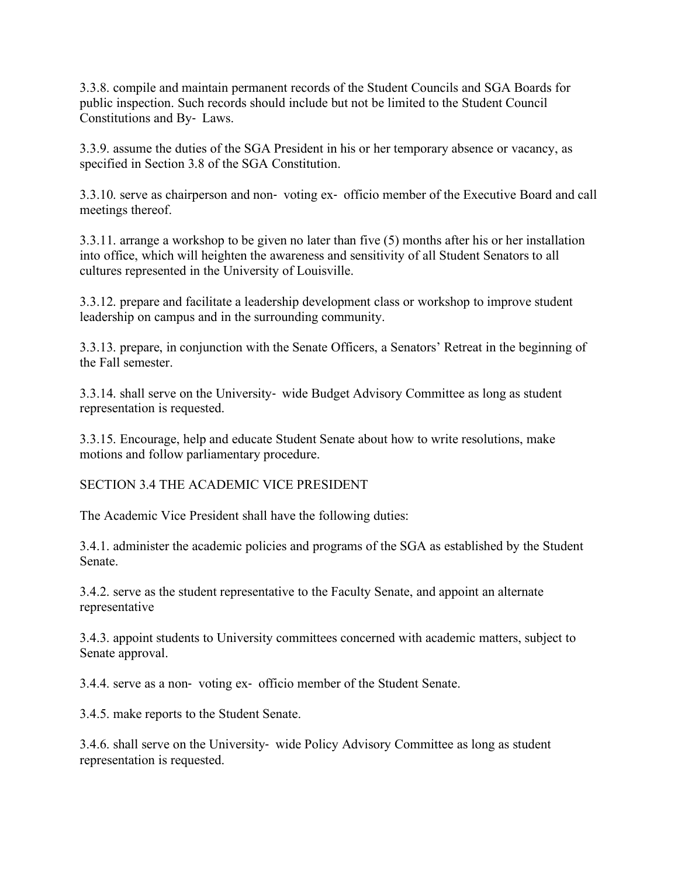3.3.8. compile and maintain permanent records of the Student Councils and SGA Boards for public inspection. Such records should include but not be limited to the Student Council Constitutions and By- Laws.

3.3.9. assume the duties of the SGA President in his or her temporary absence or vacancy, as specified in Section 3.8 of the SGA Constitution.

3.3.10. serve as chairperson and non- voting ex- officio member of the Executive Board and call meetings thereof.

3.3.11. arrange a workshop to be given no later than five (5) months after his or her installation into office, which will heighten the awareness and sensitivity of all Student Senators to all cultures represented in the University of Louisville.

3.3.12. prepare and facilitate a leadership development class or workshop to improve student leadership on campus and in the surrounding community.

3.3.13. prepare, in conjunction with the Senate Officers, a Senators' Retreat in the beginning of the Fall semester.

3.3.14. shall serve on the University- wide Budget Advisory Committee as long as student representation is requested.

3.3.15. Encourage, help and educate Student Senate about how to write resolutions, make motions and follow parliamentary procedure.

## SECTION 3.4 THE ACADEMIC VICE PRESIDENT

The Academic Vice President shall have the following duties:

3.4.1. administer the academic policies and programs of the SGA as established by the Student Senate.

3.4.2. serve as the student representative to the Faculty Senate, and appoint an alternate representative

3.4.3. appoint students to University committees concerned with academic matters, subject to Senate approval.

3.4.4. serve as a non- voting ex- officio member of the Student Senate.

3.4.5. make reports to the Student Senate.

3.4.6. shall serve on the University- wide Policy Advisory Committee as long as student representation is requested.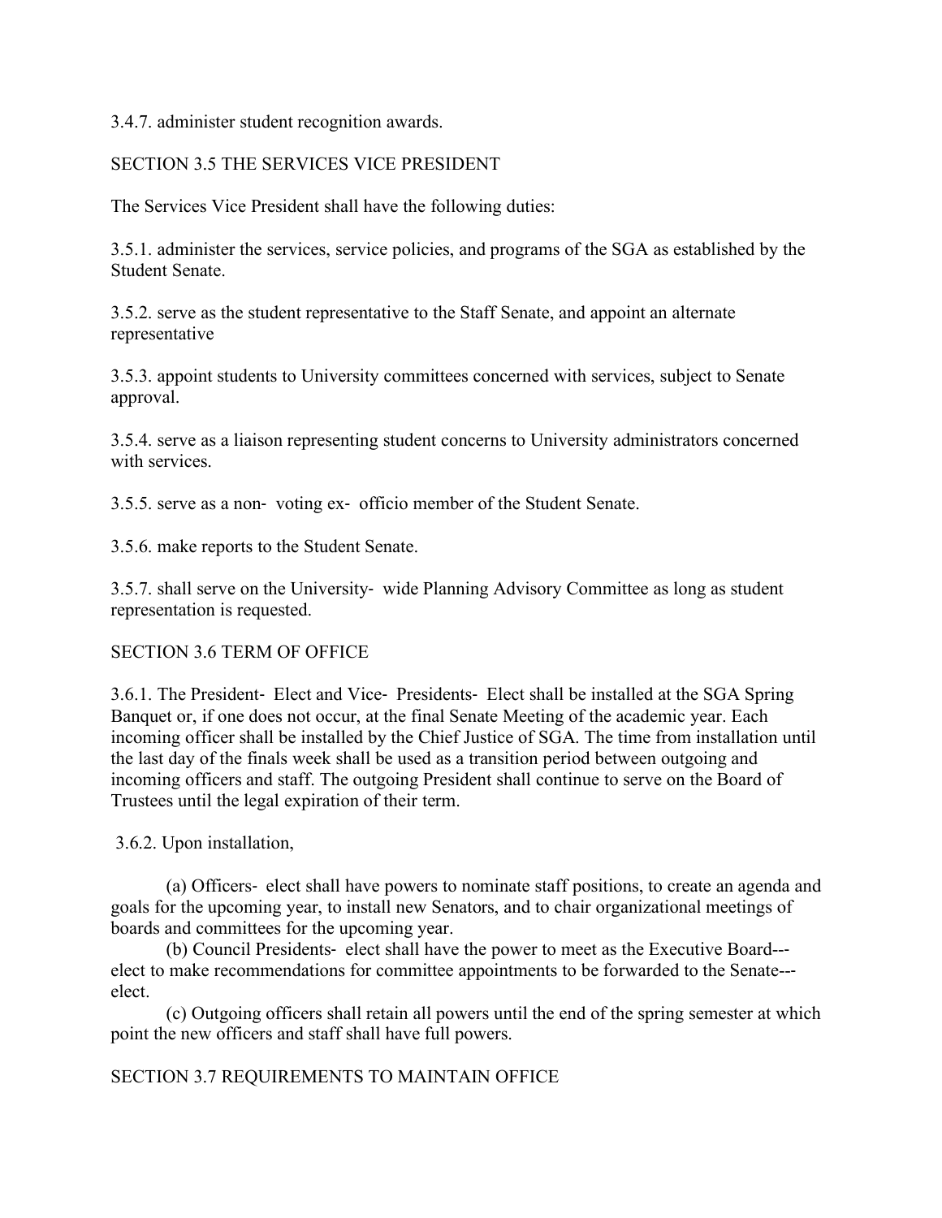3.4.7. administer student recognition awards.

## SECTION 3.5 THE SERVICES VICE PRESIDENT

The Services Vice President shall have the following duties:

3.5.1. administer the services, service policies, and programs of the SGA as established by the Student Senate.

3.5.2. serve as the student representative to the Staff Senate, and appoint an alternate representative

3.5.3. appoint students to University committees concerned with services, subject to Senate approval.

3.5.4. serve as a liaison representing student concerns to University administrators concerned with services.

3.5.5. serve as a non- voting ex- officio member of the Student Senate.

3.5.6. make reports to the Student Senate.

3.5.7. shall serve on the University- wide Planning Advisory Committee as long as student representation is requested.

## SECTION 3.6 TERM OF OFFICE

3.6.1. The President- Elect and Vice- Presidents- Elect shall be installed at the SGA Spring Banquet or, if one does not occur, at the final Senate Meeting of the academic year. Each incoming officer shall be installed by the Chief Justice of SGA. The time from installation until the last day of the finals week shall be used as a transition period between outgoing and incoming officers and staff. The outgoing President shall continue to serve on the Board of Trustees until the legal expiration of their term.

3.6.2. Upon installation,

(a) Officers- elect shall have powers to nominate staff positions, to create an agenda and goals for the upcoming year, to install new Senators, and to chair organizational meetings of boards and committees for the upcoming year.

(b) Council Presidents- elect shall have the power to meet as the Executive Board---elect to make recommendations for committee appointments to be forwarded to the Senate---elect.

(c) Outgoing officers shall retain all powers until the end of the spring semester at which point the new officers and staff shall have full powers.

## SECTION 3.7 REQUIREMENTS TO MAINTAIN OFFICE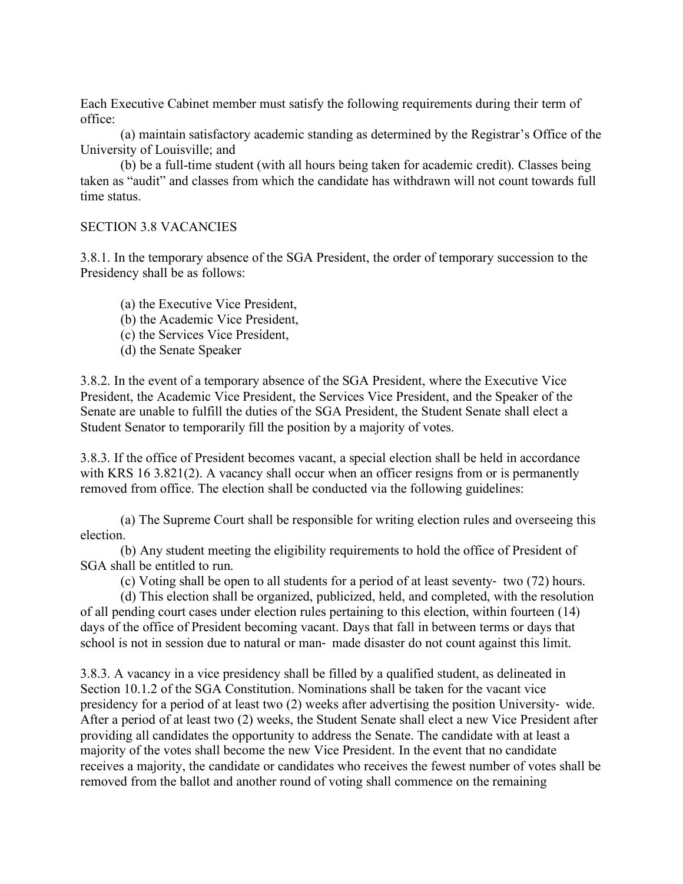Each Executive Cabinet member must satisfy the following requirements during their term of office:

(a) maintain satisfactory academic standing as determined by the Registrar's Office of the University of Louisville; and

(b) be a full-time student (with all hours being taken for academic credit). Classes being taken as "audit" and classes from which the candidate has withdrawn will not count towards full time status.

SECTION 3.8 VACANCIES

3.8.1. In the temporary absence of the SGA President, the order of temporary succession to the Presidency shall be as follows:

(a) the Executive Vice President,
(b) the Academic Vice President,
(c) the Services Vice President,
(d) the Senate Speaker

3.8.2. In the event of a temporary absence of the SGA President, where the Executive Vice President, the Academic Vice President, the Services Vice President, and the Speaker of the Senate are unable to fulfill the duties of the SGA President, the Student Senate shall elect a Student Senator to temporarily fill the position by a majority of votes.

3.8.3. If the office of President becomes vacant, a special election shall be held in accordance with KRS 16 3.821(2). A vacancy shall occur when an officer resigns from or is permanently removed from office. The election shall be conducted via the following guidelines:

(a) The Supreme Court shall be responsible for writing election rules and overseeing this election.

(b) Any student meeting the eligibility requirements to hold the office of President of SGA shall be entitled to run.

(c) Voting shall be open to all students for a period of at least seventy- two (72) hours.

(d) This election shall be organized, publicized, held, and completed, with the resolution of all pending court cases under election rules pertaining to this election, within fourteen (14) days of the office of President becoming vacant. Days that fall in between terms or days that school is not in session due to natural or man- made disaster do not count against this limit.

3.8.3. A vacancy in a vice presidency shall be filled by a qualified student, as delineated in Section 10.1.2 of the SGA Constitution. Nominations shall be taken for the vacant vice presidency for a period of at least two (2) weeks after advertising the position University- wide. After a period of at least two (2) weeks, the Student Senate shall elect a new Vice President after providing all candidates the opportunity to address the Senate. The candidate with at least a majority of the votes shall become the new Vice President. In the event that no candidate receives a majority, the candidate or candidates who receives the fewest number of votes shall be removed from the ballot and another round of voting shall commence on the remaining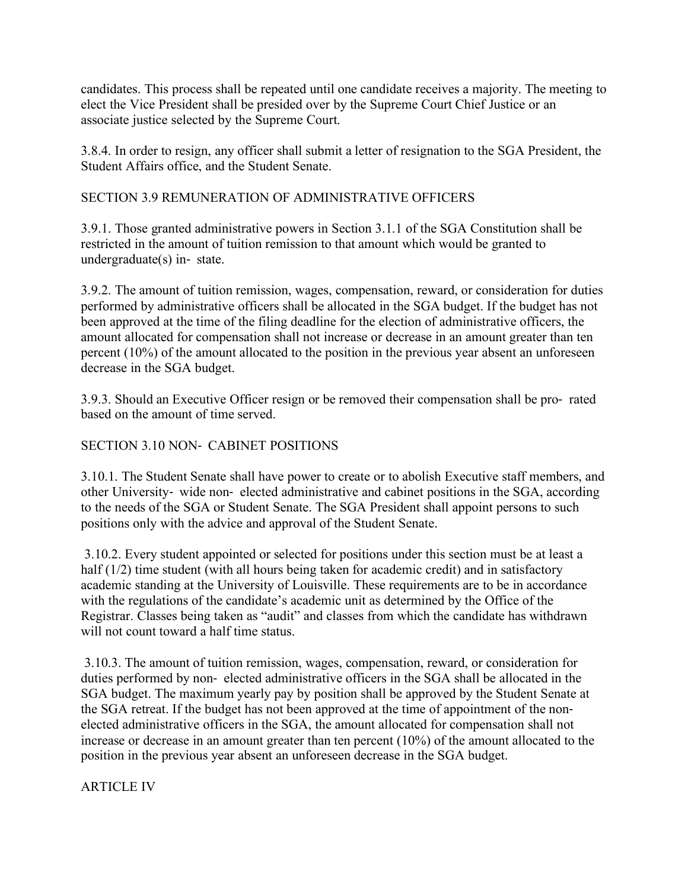candidates. This process shall be repeated until one candidate receives a majority. The meeting to elect the Vice President shall be presided over by the Supreme Court Chief Justice or an associate justice selected by the Supreme Court.

3.8.4. In order to resign, any officer shall submit a letter of resignation to the SGA President, the Student Affairs office, and the Student Senate.

## SECTION 3.9 REMUNERATION OF ADMINISTRATIVE OFFICERS

3.9.1. Those granted administrative powers in Section 3.1.1 of the SGA Constitution shall be restricted in the amount of tuition remission to that amount which would be granted to undergraduate(s) in- state.

3.9.2. The amount of tuition remission, wages, compensation, reward, or consideration for duties performed by administrative officers shall be allocated in the SGA budget. If the budget has not been approved at the time of the filing deadline for the election of administrative officers, the amount allocated for compensation shall not increase or decrease in an amount greater than ten percent (10%) of the amount allocated to the position in the previous year absent an unforeseen decrease in the SGA budget.

3.9.3. Should an Executive Officer resign or be removed their compensation shall be pro- rated based on the amount of time served.

## SECTION 3.10 NON- CABINET POSITIONS

3.10.1. The Student Senate shall have power to create or to abolish Executive staff members, and other University- wide non- elected administrative and cabinet positions in the SGA, according to the needs of the SGA or Student Senate. The SGA President shall appoint persons to such positions only with the advice and approval of the Student Senate.

3.10.2. Every student appointed or selected for positions under this section must be at least a half (1/2) time student (with all hours being taken for academic credit) and in satisfactory academic standing at the University of Louisville. These requirements are to be in accordance with the regulations of the candidate's academic unit as determined by the Office of the Registrar. Classes being taken as "audit" and classes from which the candidate has withdrawn will not count toward a half time status.

3.10.3. The amount of tuition remission, wages, compensation, reward, or consideration for duties performed by non- elected administrative officers in the SGA shall be allocated in the SGA budget. The maximum yearly pay by position shall be approved by the Student Senate at the SGA retreat. If the budget has not been approved at the time of appointment of the non-elected administrative officers in the SGA, the amount allocated for compensation shall not increase or decrease in an amount greater than ten percent (10%) of the amount allocated to the position in the previous year absent an unforeseen decrease in the SGA budget.

# ARTICLE IV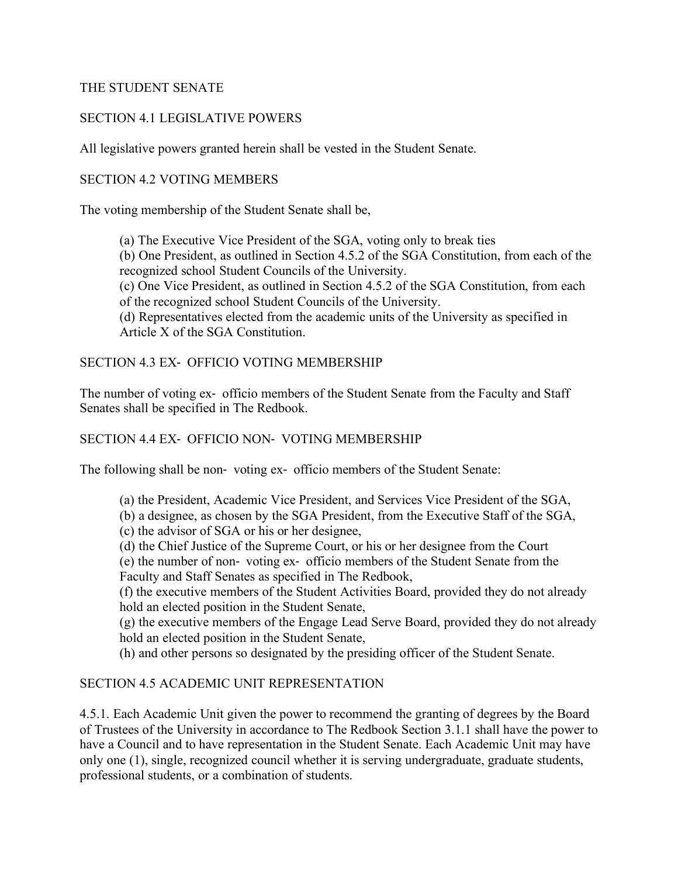## THE STUDENT SENATE

### SECTION 4.1 LEGISLATIVE POWERS

All legislative powers granted herein shall be vested in the Student Senate.

### SECTION 4.2 VOTING MEMBERS

The voting membership of the Student Senate shall be,

(a) The Executive Vice President of the SGA, voting only to break ties
(b) One President, as outlined in Section 4.5.2 of the SGA Constitution, from each of the recognized school Student Councils of the University.
(c) One Vice President, as outlined in Section 4.5.2 of the SGA Constitution, from each of the recognized school Student Councils of the University.
(d) Representatives elected from the academic units of the University as specified in Article X of the SGA Constitution.

### SECTION 4.3 EX- OFFICIO VOTING MEMBERSHIP

The number of voting ex- officio members of the Student Senate from the Faculty and Staff Senates shall be specified in The Redbook.

### SECTION 4.4 EX- OFFICIO NON- VOTING MEMBERSHIP

The following shall be non- voting ex- officio members of the Student Senate:

(a) the President, Academic Vice President, and Services Vice President of the SGA,
(b) a designee, as chosen by the SGA President, from the Executive Staff of the SGA,
(c) the advisor of SGA or his or her designee,
(d) the Chief Justice of the Supreme Court, or his or her designee from the Court
(e) the number of non- voting ex- officio members of the Student Senate from the Faculty and Staff Senates as specified in The Redbook,
(f) the executive members of the Student Activities Board, provided they do not already hold an elected position in the Student Senate,
(g) the executive members of the Engage Lead Serve Board, provided they do not already hold an elected position in the Student Senate,
(h) and other persons so designated by the presiding officer of the Student Senate.

### SECTION 4.5 ACADEMIC UNIT REPRESENTATION

4.5.1. Each Academic Unit given the power to recommend the granting of degrees by the Board of Trustees of the University in accordance to The Redbook Section 3.1.1 shall have the power to have a Council and to have representation in the Student Senate. Each Academic Unit may have only one (1), single, recognized council whether it is serving undergraduate, graduate students, professional students, or a combination of students.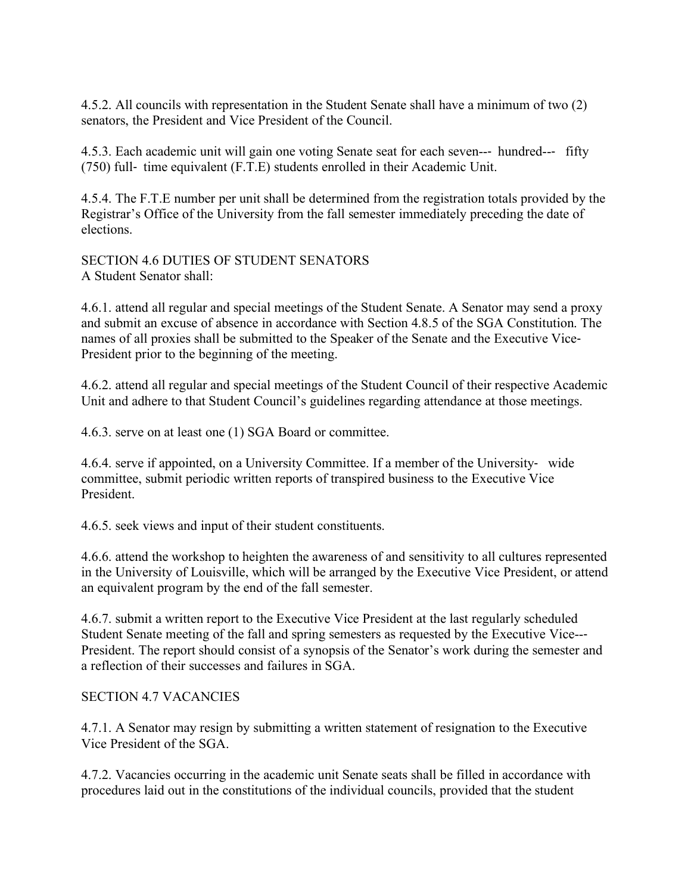4.5.2. All councils with representation in the Student Senate shall have a minimum of two (2) senators, the President and Vice President of the Council.

4.5.3. Each academic unit will gain one voting Senate seat for each seven--- hundred--- fifty (750) full- time equivalent (F.T.E) students enrolled in their Academic Unit.

4.5.4. The F.T.E number per unit shall be determined from the registration totals provided by the Registrar's Office of the University from the fall semester immediately preceding the date of elections.

SECTION 4.6 DUTIES OF STUDENT SENATORS

A Student Senator shall:

4.6.1. attend all regular and special meetings of the Student Senate. A Senator may send a proxy and submit an excuse of absence in accordance with Section 4.8.5 of the SGA Constitution. The names of all proxies shall be submitted to the Speaker of the Senate and the Executive Vice-President prior to the beginning of the meeting.

4.6.2. attend all regular and special meetings of the Student Council of their respective Academic Unit and adhere to that Student Council's guidelines regarding attendance at those meetings.

4.6.3. serve on at least one (1) SGA Board or committee.

4.6.4. serve if appointed, on a University Committee. If a member of the University- wide committee, submit periodic written reports of transpired business to the Executive Vice President.

4.6.5. seek views and input of their student constituents.

4.6.6. attend the workshop to heighten the awareness of and sensitivity to all cultures represented in the University of Louisville, which will be arranged by the Executive Vice President, or attend an equivalent program by the end of the fall semester.

4.6.7. submit a written report to the Executive Vice President at the last regularly scheduled Student Senate meeting of the fall and spring semesters as requested by the Executive Vice---President. The report should consist of a synopsis of the Senator's work during the semester and a reflection of their successes and failures in SGA.

SECTION 4.7 VACANCIES

4.7.1. A Senator may resign by submitting a written statement of resignation to the Executive Vice President of the SGA.

4.7.2. Vacancies occurring in the academic unit Senate seats shall be filled in accordance with procedures laid out in the constitutions of the individual councils, provided that the student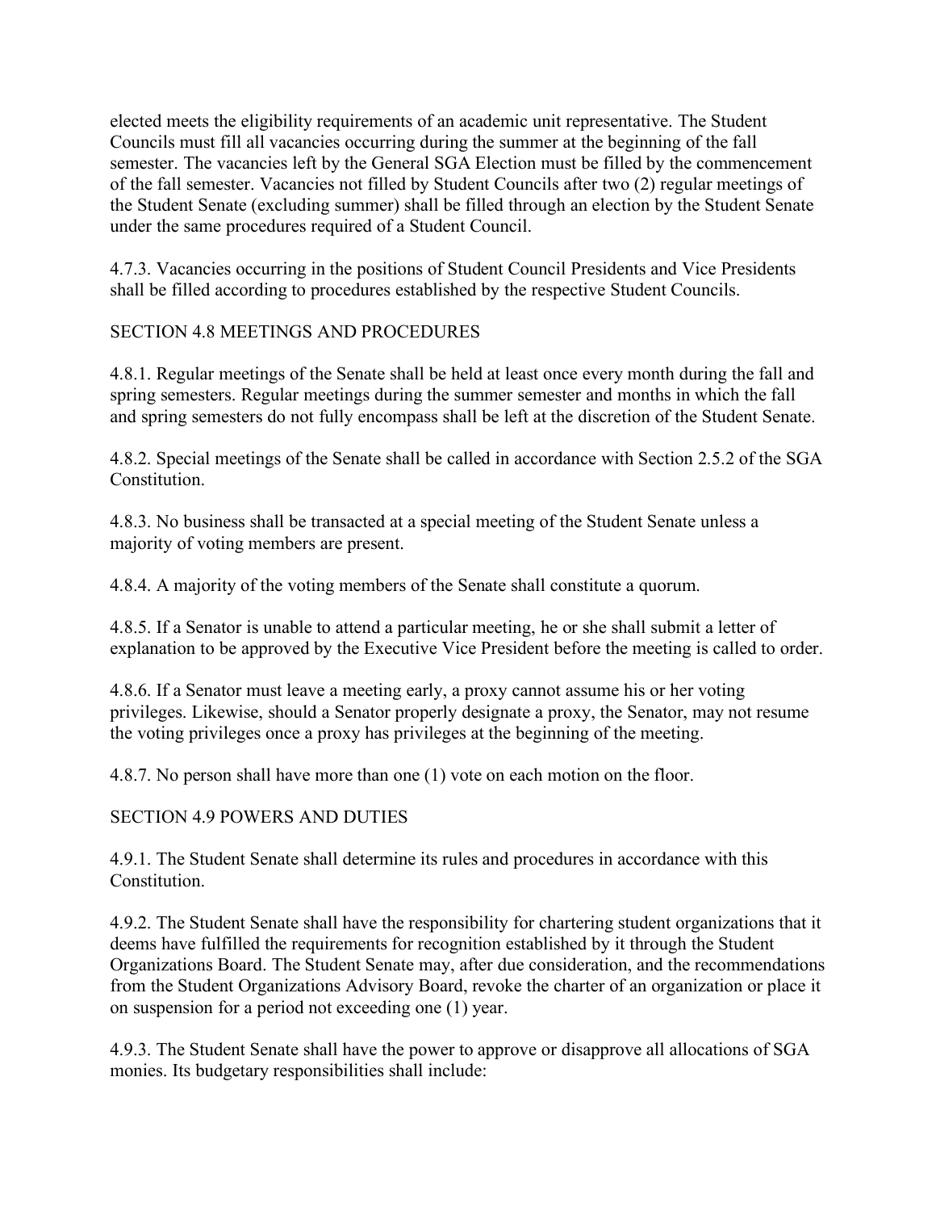elected meets the eligibility requirements of an academic unit representative. The Student Councils must fill all vacancies occurring during the summer at the beginning of the fall semester. The vacancies left by the General SGA Election must be filled by the commencement of the fall semester. Vacancies not filled by Student Councils after two (2) regular meetings of the Student Senate (excluding summer) shall be filled through an election by the Student Senate under the same procedures required of a Student Council.

4.7.3. Vacancies occurring in the positions of Student Council Presidents and Vice Presidents shall be filled according to procedures established by the respective Student Councils.

## SECTION 4.8 MEETINGS AND PROCEDURES

4.8.1. Regular meetings of the Senate shall be held at least once every month during the fall and spring semesters. Regular meetings during the summer semester and months in which the fall and spring semesters do not fully encompass shall be left at the discretion of the Student Senate.

4.8.2. Special meetings of the Senate shall be called in accordance with Section 2.5.2 of the SGA Constitution.

4.8.3. No business shall be transacted at a special meeting of the Student Senate unless a majority of voting members are present.

4.8.4. A majority of the voting members of the Senate shall constitute a quorum.

4.8.5. If a Senator is unable to attend a particular meeting, he or she shall submit a letter of explanation to be approved by the Executive Vice President before the meeting is called to order.

4.8.6. If a Senator must leave a meeting early, a proxy cannot assume his or her voting privileges. Likewise, should a Senator properly designate a proxy, the Senator, may not resume the voting privileges once a proxy has privileges at the beginning of the meeting.

4.8.7. No person shall have more than one (1) vote on each motion on the floor.

## SECTION 4.9 POWERS AND DUTIES

4.9.1. The Student Senate shall determine its rules and procedures in accordance with this Constitution.

4.9.2. The Student Senate shall have the responsibility for chartering student organizations that it deems have fulfilled the requirements for recognition established by it through the Student Organizations Board. The Student Senate may, after due consideration, and the recommendations from the Student Organizations Advisory Board, revoke the charter of an organization or place it on suspension for a period not exceeding one (1) year.

4.9.3. The Student Senate shall have the power to approve or disapprove all allocations of SGA monies. Its budgetary responsibilities shall include: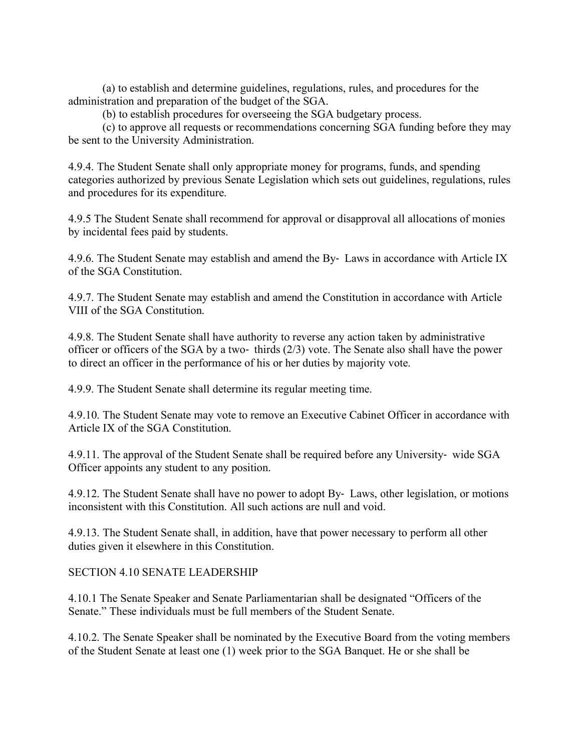(a) to establish and determine guidelines, regulations, rules, and procedures for the administration and preparation of the budget of the SGA.

(b) to establish procedures for overseeing the SGA budgetary process.

(c) to approve all requests or recommendations concerning SGA funding before they may be sent to the University Administration.

4.9.4. The Student Senate shall only appropriate money for programs, funds, and spending categories authorized by previous Senate Legislation which sets out guidelines, regulations, rules and procedures for its expenditure.

4.9.5 The Student Senate shall recommend for approval or disapproval all allocations of monies by incidental fees paid by students.

4.9.6. The Student Senate may establish and amend the By- Laws in accordance with Article IX of the SGA Constitution.

4.9.7. The Student Senate may establish and amend the Constitution in accordance with Article VIII of the SGA Constitution.

4.9.8. The Student Senate shall have authority to reverse any action taken by administrative officer or officers of the SGA by a two- thirds (2/3) vote. The Senate also shall have the power to direct an officer in the performance of his or her duties by majority vote.

4.9.9. The Student Senate shall determine its regular meeting time.

4.9.10. The Student Senate may vote to remove an Executive Cabinet Officer in accordance with Article IX of the SGA Constitution.

4.9.11. The approval of the Student Senate shall be required before any University- wide SGA Officer appoints any student to any position.

4.9.12. The Student Senate shall have no power to adopt By- Laws, other legislation, or motions inconsistent with this Constitution. All such actions are null and void.

4.9.13. The Student Senate shall, in addition, have that power necessary to perform all other duties given it elsewhere in this Constitution.

SECTION 4.10 SENATE LEADERSHIP

4.10.1 The Senate Speaker and Senate Parliamentarian shall be designated "Officers of the Senate." These individuals must be full members of the Student Senate.

4.10.2. The Senate Speaker shall be nominated by the Executive Board from the voting members of the Student Senate at least one (1) week prior to the SGA Banquet. He or she shall be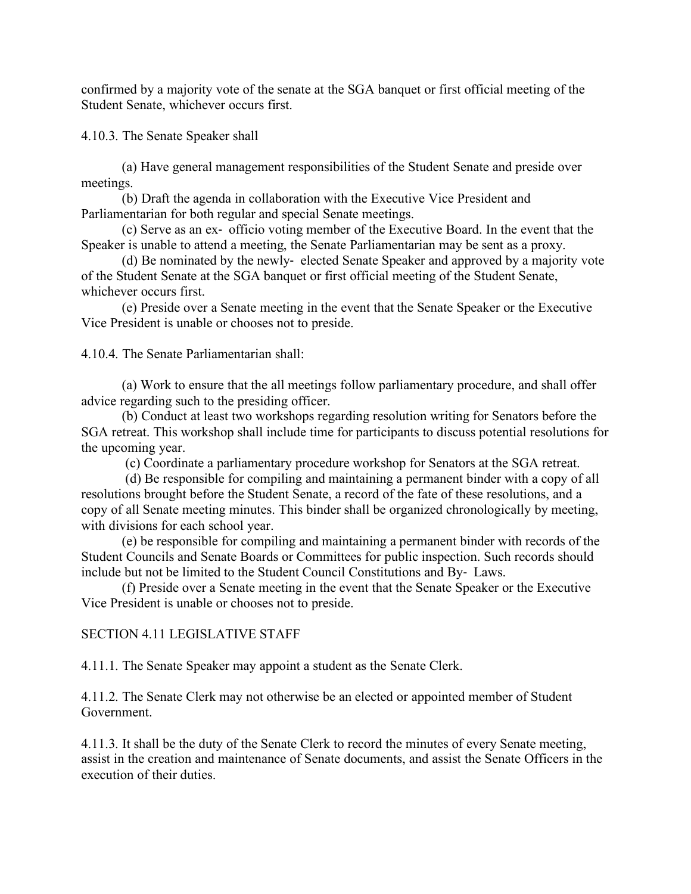confirmed by a majority vote of the senate at the SGA banquet or first official meeting of the Student Senate, whichever occurs first.

4.10.3. The Senate Speaker shall

(a) Have general management responsibilities of the Student Senate and preside over meetings.

(b) Draft the agenda in collaboration with the Executive Vice President and Parliamentarian for both regular and special Senate meetings.

(c) Serve as an ex- officio voting member of the Executive Board. In the event that the Speaker is unable to attend a meeting, the Senate Parliamentarian may be sent as a proxy.

(d) Be nominated by the newly- elected Senate Speaker and approved by a majority vote of the Student Senate at the SGA banquet or first official meeting of the Student Senate, whichever occurs first.

(e) Preside over a Senate meeting in the event that the Senate Speaker or the Executive Vice President is unable or chooses not to preside.

4.10.4. The Senate Parliamentarian shall:

(a) Work to ensure that the all meetings follow parliamentary procedure, and shall offer advice regarding such to the presiding officer.

(b) Conduct at least two workshops regarding resolution writing for Senators before the SGA retreat. This workshop shall include time for participants to discuss potential resolutions for the upcoming year.

(c) Coordinate a parliamentary procedure workshop for Senators at the SGA retreat.

(d) Be responsible for compiling and maintaining a permanent binder with a copy of all resolutions brought before the Student Senate, a record of the fate of these resolutions, and a copy of all Senate meeting minutes. This binder shall be organized chronologically by meeting, with divisions for each school year.

(e) be responsible for compiling and maintaining a permanent binder with records of the Student Councils and Senate Boards or Committees for public inspection. Such records should include but not be limited to the Student Council Constitutions and By- Laws.

(f) Preside over a Senate meeting in the event that the Senate Speaker or the Executive Vice President is unable or chooses not to preside.

SECTION 4.11 LEGISLATIVE STAFF

4.11.1. The Senate Speaker may appoint a student as the Senate Clerk.

4.11.2. The Senate Clerk may not otherwise be an elected or appointed member of Student Government.

4.11.3. It shall be the duty of the Senate Clerk to record the minutes of every Senate meeting, assist in the creation and maintenance of Senate documents, and assist the Senate Officers in the execution of their duties.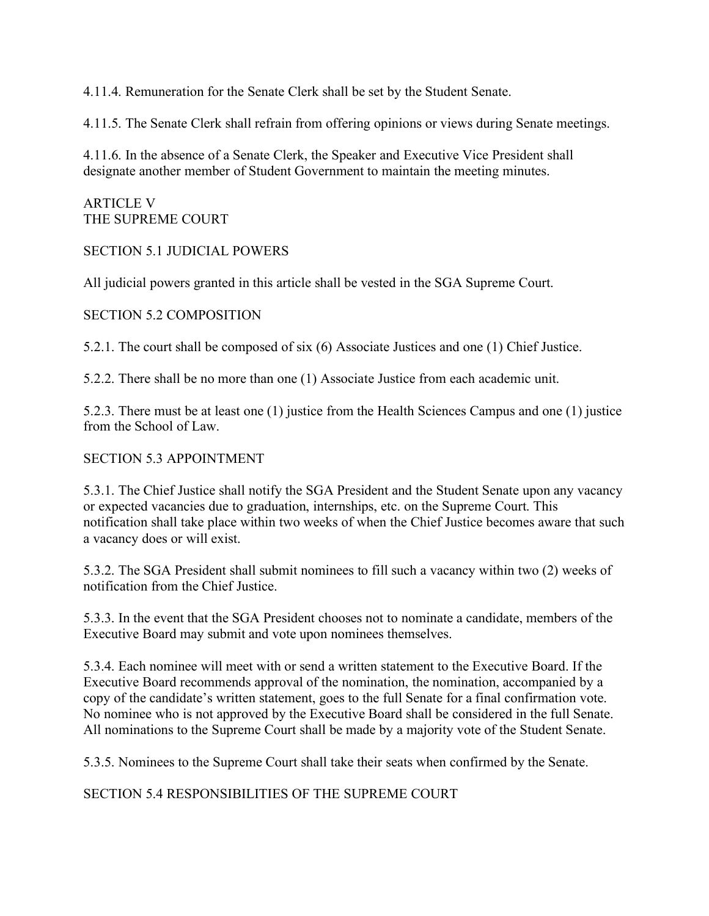4.11.4. Remuneration for the Senate Clerk shall be set by the Student Senate.

4.11.5. The Senate Clerk shall refrain from offering opinions or views during Senate meetings.

4.11.6. In the absence of a Senate Clerk, the Speaker and Executive Vice President shall designate another member of Student Government to maintain the meeting minutes.

## ARTICLE V
## THE SUPREME COURT

### SECTION 5.1 JUDICIAL POWERS

All judicial powers granted in this article shall be vested in the SGA Supreme Court.

### SECTION 5.2 COMPOSITION

5.2.1. The court shall be composed of six (6) Associate Justices and one (1) Chief Justice.

5.2.2. There shall be no more than one (1) Associate Justice from each academic unit.

5.2.3. There must be at least one (1) justice from the Health Sciences Campus and one (1) justice from the School of Law.

### SECTION 5.3 APPOINTMENT

5.3.1. The Chief Justice shall notify the SGA President and the Student Senate upon any vacancy or expected vacancies due to graduation, internships, etc. on the Supreme Court. This notification shall take place within two weeks of when the Chief Justice becomes aware that such a vacancy does or will exist.

5.3.2. The SGA President shall submit nominees to fill such a vacancy within two (2) weeks of notification from the Chief Justice.

5.3.3. In the event that the SGA President chooses not to nominate a candidate, members of the Executive Board may submit and vote upon nominees themselves.

5.3.4. Each nominee will meet with or send a written statement to the Executive Board. If the Executive Board recommends approval of the nomination, the nomination, accompanied by a copy of the candidate's written statement, goes to the full Senate for a final confirmation vote. No nominee who is not approved by the Executive Board shall be considered in the full Senate. All nominations to the Supreme Court shall be made by a majority vote of the Student Senate.

5.3.5. Nominees to the Supreme Court shall take their seats when confirmed by the Senate.

### SECTION 5.4 RESPONSIBILITIES OF THE SUPREME COURT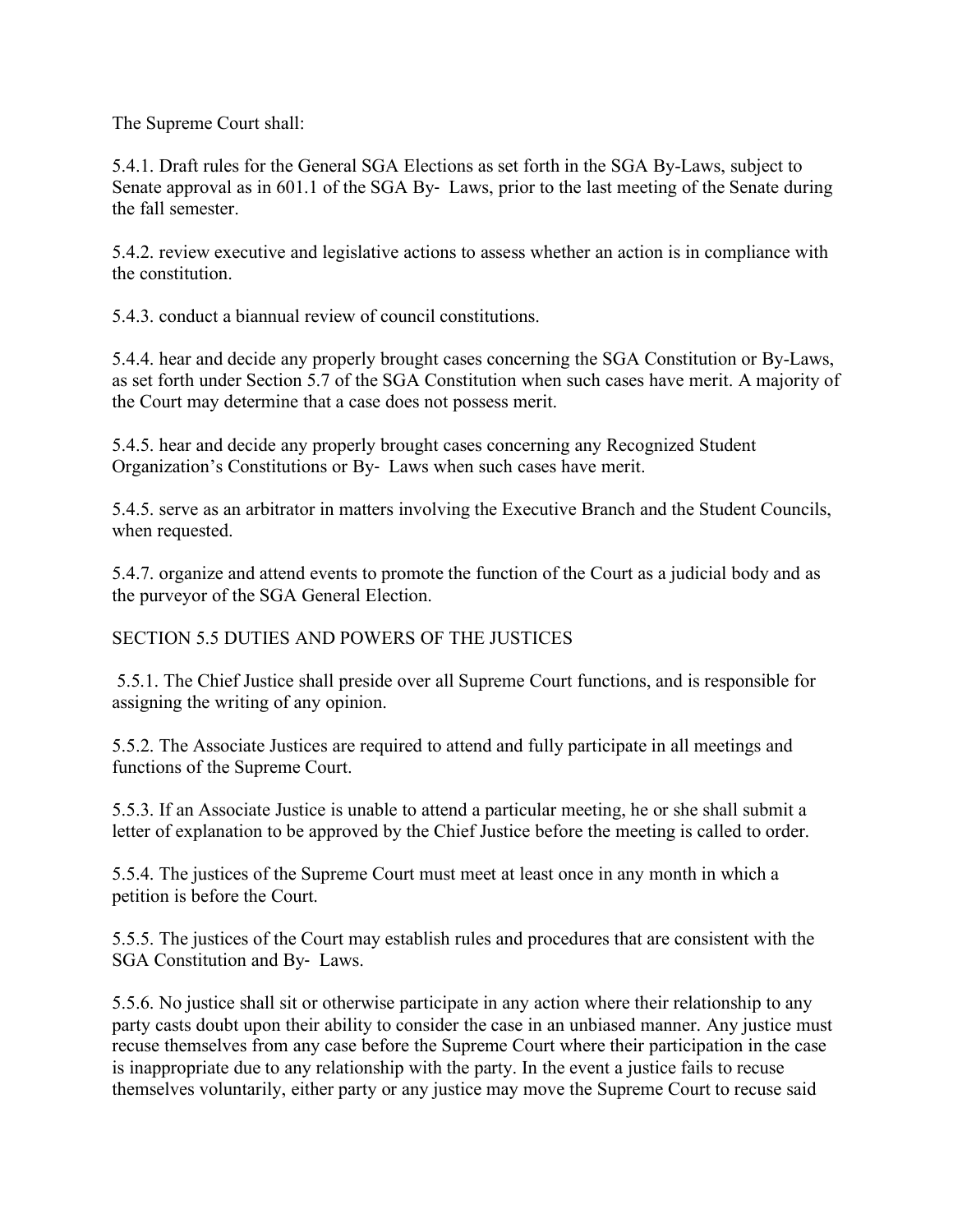The Supreme Court shall:

5.4.1. Draft rules for the General SGA Elections as set forth in the SGA By-Laws, subject to Senate approval as in 601.1 of the SGA By- Laws, prior to the last meeting of the Senate during the fall semester.

5.4.2. review executive and legislative actions to assess whether an action is in compliance with the constitution.

5.4.3. conduct a biannual review of council constitutions.

5.4.4. hear and decide any properly brought cases concerning the SGA Constitution or By-Laws, as set forth under Section 5.7 of the SGA Constitution when such cases have merit. A majority of the Court may determine that a case does not possess merit.

5.4.5. hear and decide any properly brought cases concerning any Recognized Student Organization's Constitutions or By- Laws when such cases have merit.

5.4.5. serve as an arbitrator in matters involving the Executive Branch and the Student Councils, when requested.

5.4.7. organize and attend events to promote the function of the Court as a judicial body and as the purveyor of the SGA General Election.

## SECTION 5.5 DUTIES AND POWERS OF THE JUSTICES

5.5.1. The Chief Justice shall preside over all Supreme Court functions, and is responsible for assigning the writing of any opinion.

5.5.2. The Associate Justices are required to attend and fully participate in all meetings and functions of the Supreme Court.

5.5.3. If an Associate Justice is unable to attend a particular meeting, he or she shall submit a letter of explanation to be approved by the Chief Justice before the meeting is called to order.

5.5.4. The justices of the Supreme Court must meet at least once in any month in which a petition is before the Court.

5.5.5. The justices of the Court may establish rules and procedures that are consistent with the SGA Constitution and By- Laws.

5.5.6. No justice shall sit or otherwise participate in any action where their relationship to any party casts doubt upon their ability to consider the case in an unbiased manner. Any justice must recuse themselves from any case before the Supreme Court where their participation in the case is inappropriate due to any relationship with the party. In the event a justice fails to recuse themselves voluntarily, either party or any justice may move the Supreme Court to recuse said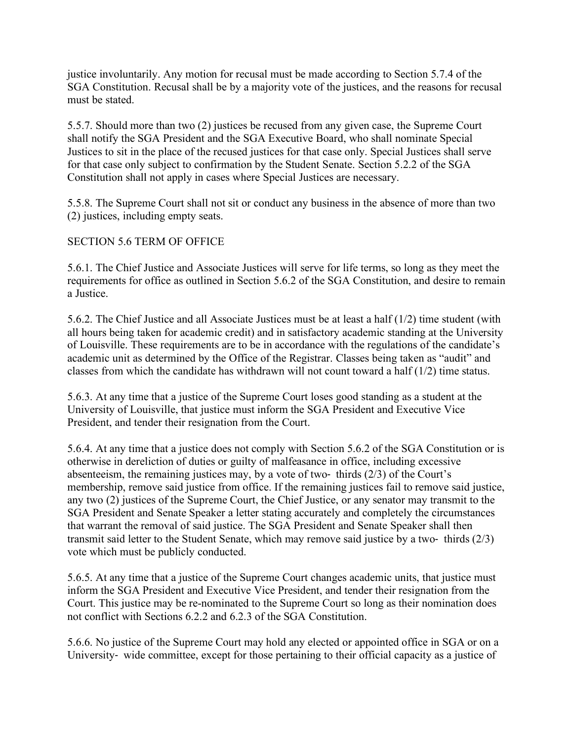justice involuntarily. Any motion for recusal must be made according to Section 5.7.4 of the SGA Constitution. Recusal shall be by a majority vote of the justices, and the reasons for recusal must be stated.

5.5.7. Should more than two (2) justices be recused from any given case, the Supreme Court shall notify the SGA President and the SGA Executive Board, who shall nominate Special Justices to sit in the place of the recused justices for that case only. Special Justices shall serve for that case only subject to confirmation by the Student Senate. Section 5.2.2 of the SGA Constitution shall not apply in cases where Special Justices are necessary.

5.5.8. The Supreme Court shall not sit or conduct any business in the absence of more than two (2) justices, including empty seats.

SECTION 5.6 TERM OF OFFICE

5.6.1. The Chief Justice and Associate Justices will serve for life terms, so long as they meet the requirements for office as outlined in Section 5.6.2 of the SGA Constitution, and desire to remain a Justice.

5.6.2. The Chief Justice and all Associate Justices must be at least a half (1/2) time student (with all hours being taken for academic credit) and in satisfactory academic standing at the University of Louisville. These requirements are to be in accordance with the regulations of the candidate's academic unit as determined by the Office of the Registrar. Classes being taken as "audit" and classes from which the candidate has withdrawn will not count toward a half (1/2) time status.

5.6.3. At any time that a justice of the Supreme Court loses good standing as a student at the University of Louisville, that justice must inform the SGA President and Executive Vice President, and tender their resignation from the Court.

5.6.4. At any time that a justice does not comply with Section 5.6.2 of the SGA Constitution or is otherwise in dereliction of duties or guilty of malfeasance in office, including excessive absenteeism, the remaining justices may, by a vote of two- thirds (2/3) of the Court's membership, remove said justice from office. If the remaining justices fail to remove said justice, any two (2) justices of the Supreme Court, the Chief Justice, or any senator may transmit to the SGA President and Senate Speaker a letter stating accurately and completely the circumstances that warrant the removal of said justice. The SGA President and Senate Speaker shall then transmit said letter to the Student Senate, which may remove said justice by a two- thirds (2/3) vote which must be publicly conducted.

5.6.5. At any time that a justice of the Supreme Court changes academic units, that justice must inform the SGA President and Executive Vice President, and tender their resignation from the Court. This justice may be re-nominated to the Supreme Court so long as their nomination does not conflict with Sections 6.2.2 and 6.2.3 of the SGA Constitution.

5.6.6. No justice of the Supreme Court may hold any elected or appointed office in SGA or on a University- wide committee, except for those pertaining to their official capacity as a justice of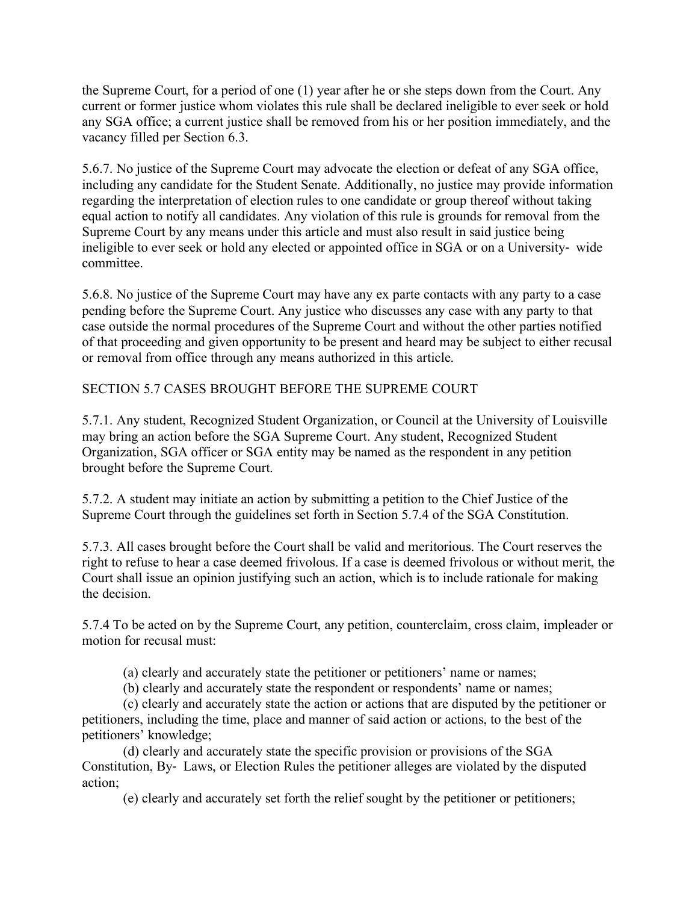the Supreme Court, for a period of one (1) year after he or she steps down from the Court. Any current or former justice whom violates this rule shall be declared ineligible to ever seek or hold any SGA office; a current justice shall be removed from his or her position immediately, and the vacancy filled per Section 6.3.

5.6.7. No justice of the Supreme Court may advocate the election or defeat of any SGA office, including any candidate for the Student Senate. Additionally, no justice may provide information regarding the interpretation of election rules to one candidate or group thereof without taking equal action to notify all candidates. Any violation of this rule is grounds for removal from the Supreme Court by any means under this article and must also result in said justice being ineligible to ever seek or hold any elected or appointed office in SGA or on a University- wide committee.

5.6.8. No justice of the Supreme Court may have any ex parte contacts with any party to a case pending before the Supreme Court. Any justice who discusses any case with any party to that case outside the normal procedures of the Supreme Court and without the other parties notified of that proceeding and given opportunity to be present and heard may be subject to either recusal or removal from office through any means authorized in this article.

SECTION 5.7 CASES BROUGHT BEFORE THE SUPREME COURT

5.7.1. Any student, Recognized Student Organization, or Council at the University of Louisville may bring an action before the SGA Supreme Court. Any student, Recognized Student Organization, SGA officer or SGA entity may be named as the respondent in any petition brought before the Supreme Court.

5.7.2. A student may initiate an action by submitting a petition to the Chief Justice of the Supreme Court through the guidelines set forth in Section 5.7.4 of the SGA Constitution.

5.7.3. All cases brought before the Court shall be valid and meritorious. The Court reserves the right to refuse to hear a case deemed frivolous. If a case is deemed frivolous or without merit, the Court shall issue an opinion justifying such an action, which is to include rationale for making the decision.

5.7.4 To be acted on by the Supreme Court, any petition, counterclaim, cross claim, impleader or motion for recusal must:

(a) clearly and accurately state the petitioner or petitioners' name or names;

(b) clearly and accurately state the respondent or respondents' name or names;

(c) clearly and accurately state the action or actions that are disputed by the petitioner or petitioners, including the time, place and manner of said action or actions, to the best of the petitioners' knowledge;

(d) clearly and accurately state the specific provision or provisions of the SGA Constitution, By- Laws, or Election Rules the petitioner alleges are violated by the disputed action;

(e) clearly and accurately set forth the relief sought by the petitioner or petitioners;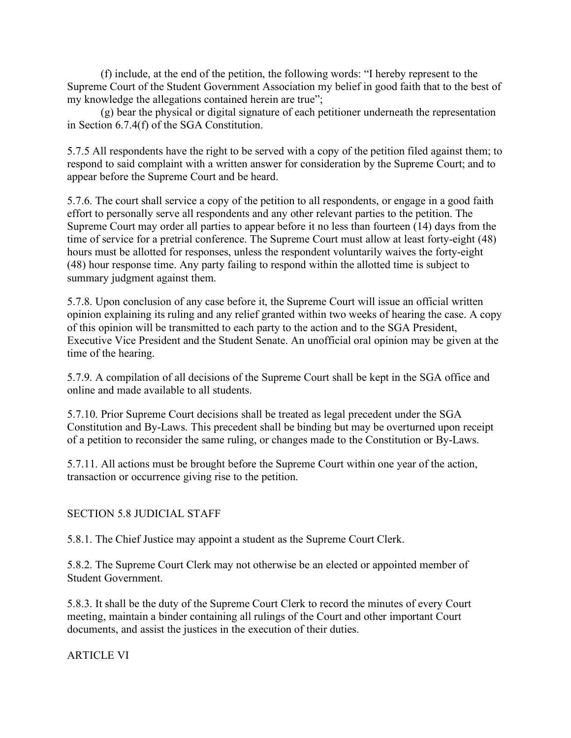(f) include, at the end of the petition, the following words: "I hereby represent to the Supreme Court of the Student Government Association my belief in good faith that to the best of my knowledge the allegations contained herein are true";

(g) bear the physical or digital signature of each petitioner underneath the representation in Section 6.7.4(f) of the SGA Constitution.

5.7.5 All respondents have the right to be served with a copy of the petition filed against them; to respond to said complaint with a written answer for consideration by the Supreme Court; and to appear before the Supreme Court and be heard.

5.7.6. The court shall service a copy of the petition to all respondents, or engage in a good faith effort to personally serve all respondents and any other relevant parties to the petition. The Supreme Court may order all parties to appear before it no less than fourteen (14) days from the time of service for a pretrial conference. The Supreme Court must allow at least forty-eight (48) hours must be allotted for responses, unless the respondent voluntarily waives the forty-eight (48) hour response time. Any party failing to respond within the allotted time is subject to summary judgment against them.

5.7.8. Upon conclusion of any case before it, the Supreme Court will issue an official written opinion explaining its ruling and any relief granted within two weeks of hearing the case. A copy of this opinion will be transmitted to each party to the action and to the SGA President, Executive Vice President and the Student Senate. An unofficial oral opinion may be given at the time of the hearing.

5.7.9. A compilation of all decisions of the Supreme Court shall be kept in the SGA office and online and made available to all students.

5.7.10. Prior Supreme Court decisions shall be treated as legal precedent under the SGA Constitution and By-Laws. This precedent shall be binding but may be overturned upon receipt of a petition to reconsider the same ruling, or changes made to the Constitution or By-Laws.

5.7.11. All actions must be brought before the Supreme Court within one year of the action, transaction or occurrence giving rise to the petition.

## SECTION 5.8 JUDICIAL STAFF

5.8.1. The Chief Justice may appoint a student as the Supreme Court Clerk.

5.8.2. The Supreme Court Clerk may not otherwise be an elected or appointed member of Student Government.

5.8.3. It shall be the duty of the Supreme Court Clerk to record the minutes of every Court meeting, maintain a binder containing all rulings of the Court and other important Court documents, and assist the justices in the execution of their duties.

# ARTICLE VI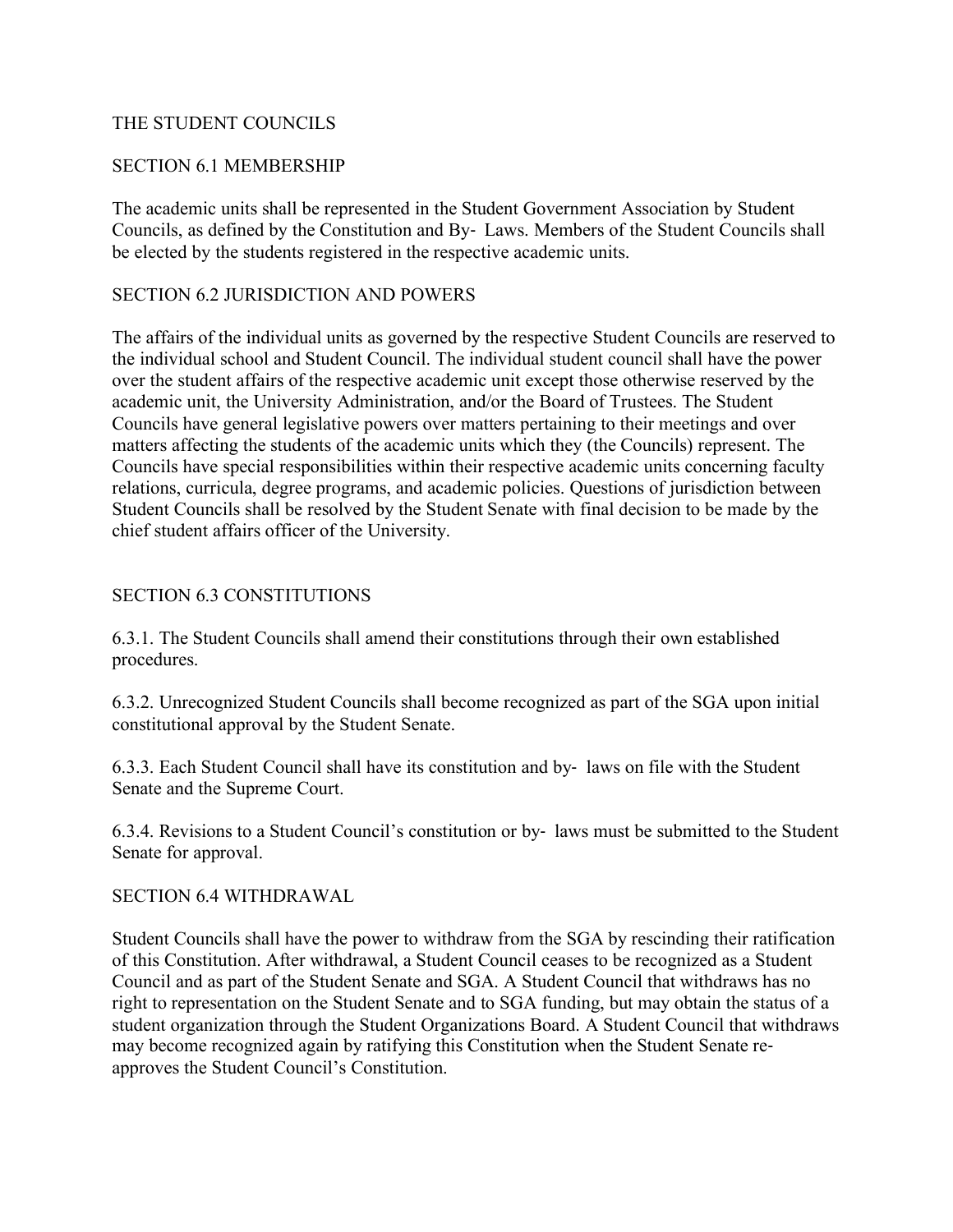## THE STUDENT COUNCILS

### SECTION 6.1 MEMBERSHIP

The academic units shall be represented in the Student Government Association by Student Councils, as defined by the Constitution and By- Laws. Members of the Student Councils shall be elected by the students registered in the respective academic units.

### SECTION 6.2 JURISDICTION AND POWERS

The affairs of the individual units as governed by the respective Student Councils are reserved to the individual school and Student Council. The individual student council shall have the power over the student affairs of the respective academic unit except those otherwise reserved by the academic unit, the University Administration, and/or the Board of Trustees. The Student Councils have general legislative powers over matters pertaining to their meetings and over matters affecting the students of the academic units which they (the Councils) represent. The Councils have special responsibilities within their respective academic units concerning faculty relations, curricula, degree programs, and academic policies. Questions of jurisdiction between Student Councils shall be resolved by the Student Senate with final decision to be made by the chief student affairs officer of the University.

### SECTION 6.3 CONSTITUTIONS

6.3.1. The Student Councils shall amend their constitutions through their own established procedures.

6.3.2. Unrecognized Student Councils shall become recognized as part of the SGA upon initial constitutional approval by the Student Senate.

6.3.3. Each Student Council shall have its constitution and by- laws on file with the Student Senate and the Supreme Court.

6.3.4. Revisions to a Student Council's constitution or by- laws must be submitted to the Student Senate for approval.

### SECTION 6.4 WITHDRAWAL

Student Councils shall have the power to withdraw from the SGA by rescinding their ratification of this Constitution. After withdrawal, a Student Council ceases to be recognized as a Student Council and as part of the Student Senate and SGA. A Student Council that withdraws has no right to representation on the Student Senate and to SGA funding, but may obtain the status of a student organization through the Student Organizations Board. A Student Council that withdraws may become recognized again by ratifying this Constitution when the Student Senate re-approves the Student Council's Constitution.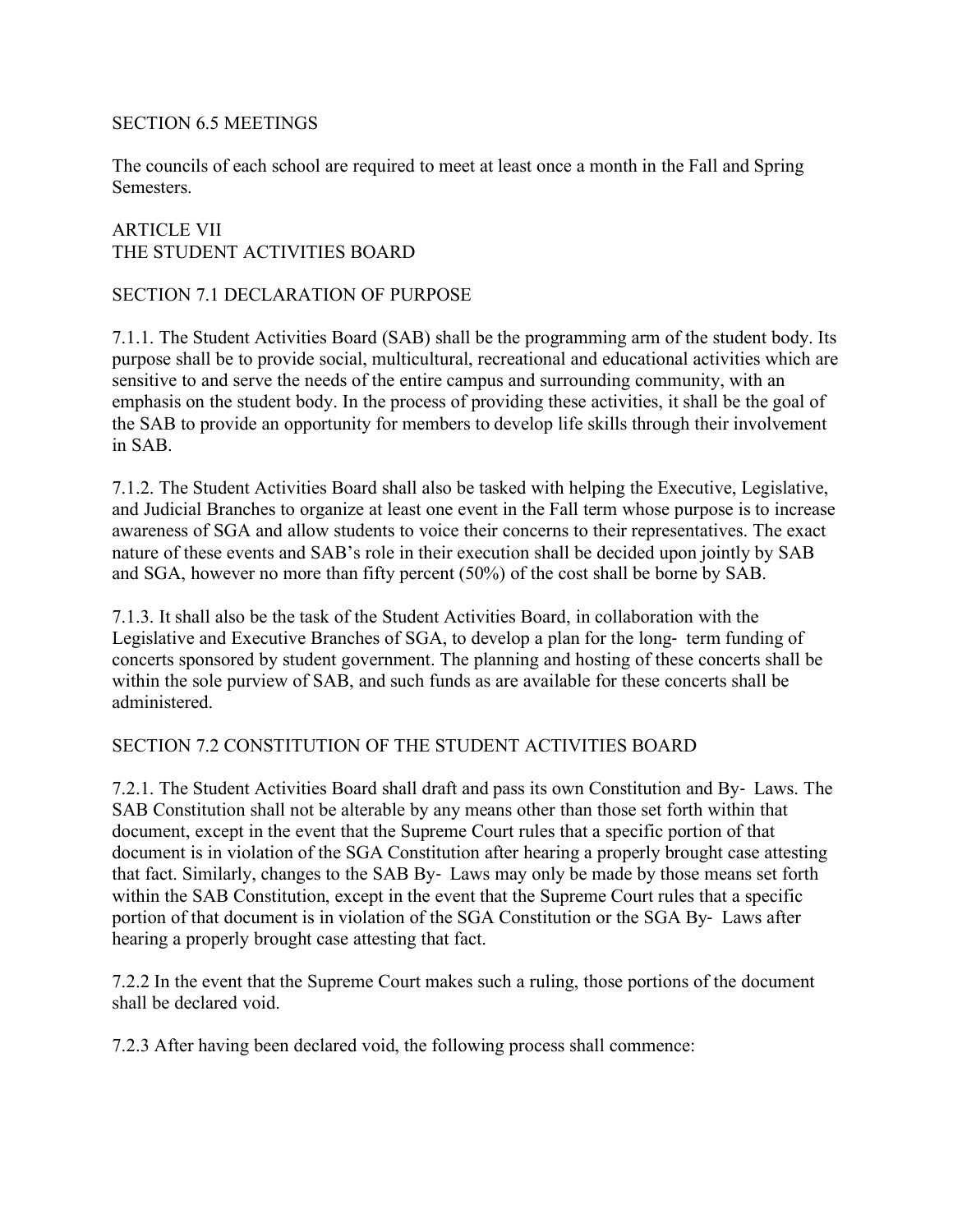## SECTION 6.5 MEETINGS

The councils of each school are required to meet at least once a month in the Fall and Spring Semesters.

# ARTICLE VII
# THE STUDENT ACTIVITIES BOARD

## SECTION 7.1 DECLARATION OF PURPOSE

7.1.1. The Student Activities Board (SAB) shall be the programming arm of the student body. Its purpose shall be to provide social, multicultural, recreational and educational activities which are sensitive to and serve the needs of the entire campus and surrounding community, with an emphasis on the student body. In the process of providing these activities, it shall be the goal of the SAB to provide an opportunity for members to develop life skills through their involvement in SAB.

7.1.2. The Student Activities Board shall also be tasked with helping the Executive, Legislative, and Judicial Branches to organize at least one event in the Fall term whose purpose is to increase awareness of SGA and allow students to voice their concerns to their representatives. The exact nature of these events and SAB's role in their execution shall be decided upon jointly by SAB and SGA, however no more than fifty percent (50%) of the cost shall be borne by SAB.

7.1.3. It shall also be the task of the Student Activities Board, in collaboration with the Legislative and Executive Branches of SGA, to develop a plan for the long- term funding of concerts sponsored by student government. The planning and hosting of these concerts shall be within the sole purview of SAB, and such funds as are available for these concerts shall be administered.

## SECTION 7.2 CONSTITUTION OF THE STUDENT ACTIVITIES BOARD

7.2.1. The Student Activities Board shall draft and pass its own Constitution and By- Laws. The SAB Constitution shall not be alterable by any means other than those set forth within that document, except in the event that the Supreme Court rules that a specific portion of that document is in violation of the SGA Constitution after hearing a properly brought case attesting that fact. Similarly, changes to the SAB By- Laws may only be made by those means set forth within the SAB Constitution, except in the event that the Supreme Court rules that a specific portion of that document is in violation of the SGA Constitution or the SGA By- Laws after hearing a properly brought case attesting that fact.

7.2.2 In the event that the Supreme Court makes such a ruling, those portions of the document shall be declared void.

7.2.3 After having been declared void, the following process shall commence: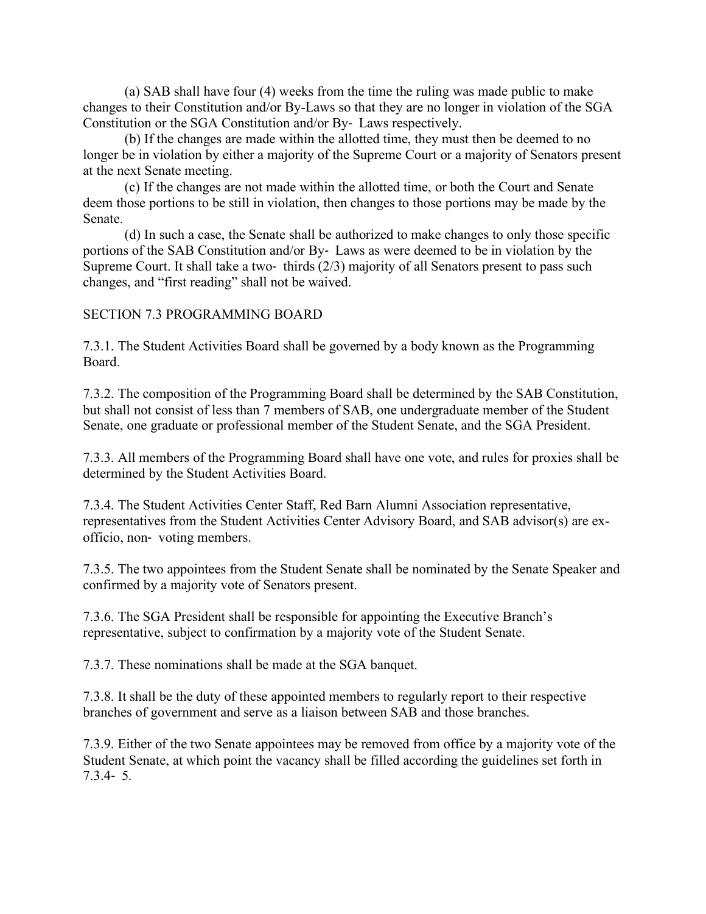(a) SAB shall have four (4) weeks from the time the ruling was made public to make changes to their Constitution and/or By-Laws so that they are no longer in violation of the SGA Constitution or the SGA Constitution and/or By- Laws respectively.

(b) If the changes are made within the allotted time, they must then be deemed to no longer be in violation by either a majority of the Supreme Court or a majority of Senators present at the next Senate meeting.

(c) If the changes are not made within the allotted time, or both the Court and Senate deem those portions to be still in violation, then changes to those portions may be made by the Senate.

(d) In such a case, the Senate shall be authorized to make changes to only those specific portions of the SAB Constitution and/or By- Laws as were deemed to be in violation by the Supreme Court. It shall take a two- thirds (2/3) majority of all Senators present to pass such changes, and "first reading" shall not be waived.

SECTION 7.3 PROGRAMMING BOARD

7.3.1. The Student Activities Board shall be governed by a body known as the Programming Board.

7.3.2. The composition of the Programming Board shall be determined by the SAB Constitution, but shall not consist of less than 7 members of SAB, one undergraduate member of the Student Senate, one graduate or professional member of the Student Senate, and the SGA President.

7.3.3. All members of the Programming Board shall have one vote, and rules for proxies shall be determined by the Student Activities Board.

7.3.4. The Student Activities Center Staff, Red Barn Alumni Association representative, representatives from the Student Activities Center Advisory Board, and SAB advisor(s) are ex-officio, non- voting members.

7.3.5. The two appointees from the Student Senate shall be nominated by the Senate Speaker and confirmed by a majority vote of Senators present.

7.3.6. The SGA President shall be responsible for appointing the Executive Branch's representative, subject to confirmation by a majority vote of the Student Senate.

7.3.7. These nominations shall be made at the SGA banquet.

7.3.8. It shall be the duty of these appointed members to regularly report to their respective branches of government and serve as a liaison between SAB and those branches.

7.3.9. Either of the two Senate appointees may be removed from office by a majority vote of the Student Senate, at which point the vacancy shall be filled according the guidelines set forth in 7.3.4- 5.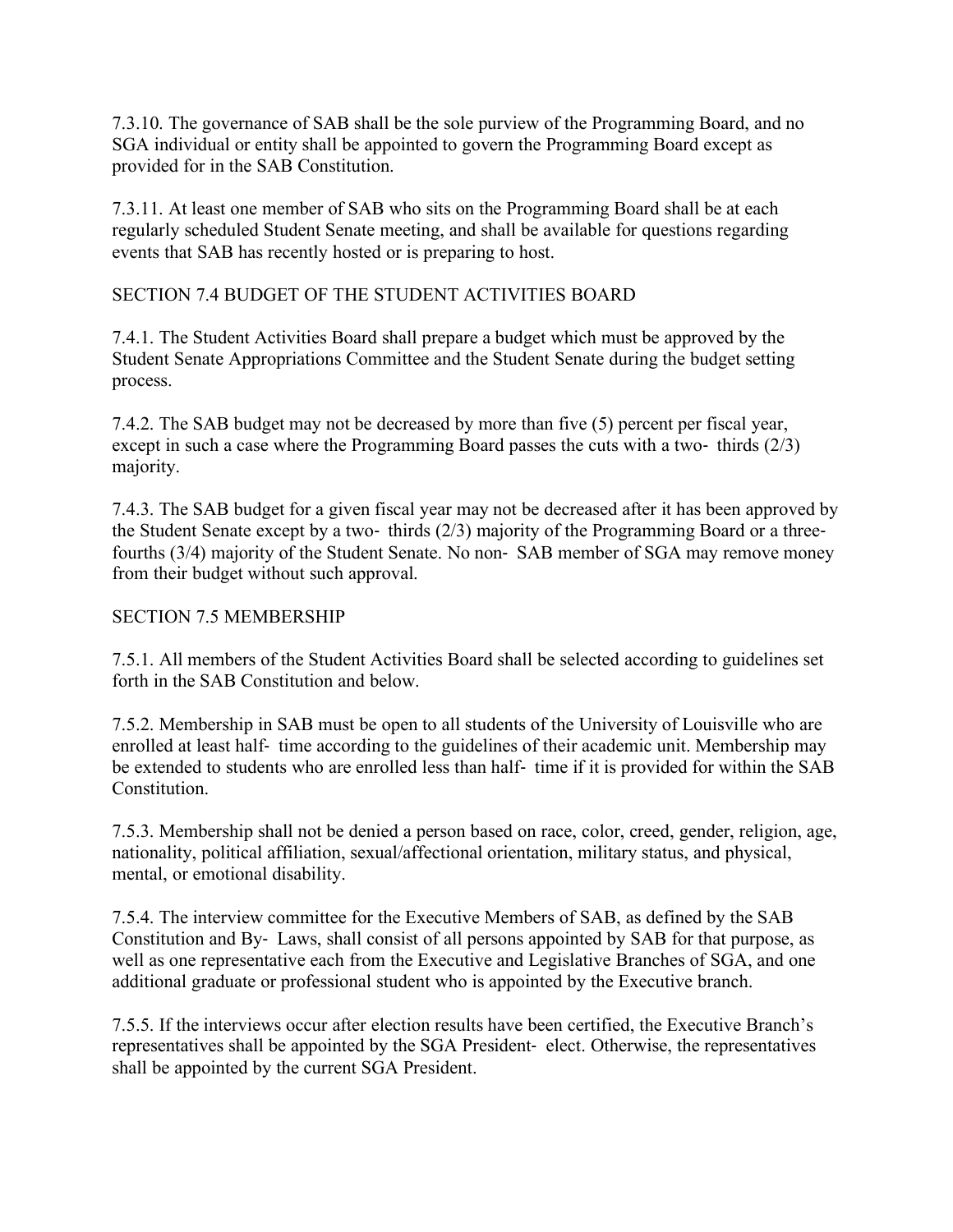7.3.10. The governance of SAB shall be the sole purview of the Programming Board, and no SGA individual or entity shall be appointed to govern the Programming Board except as provided for in the SAB Constitution.

7.3.11. At least one member of SAB who sits on the Programming Board shall be at each regularly scheduled Student Senate meeting, and shall be available for questions regarding events that SAB has recently hosted or is preparing to host.

## SECTION 7.4 BUDGET OF THE STUDENT ACTIVITIES BOARD

7.4.1. The Student Activities Board shall prepare a budget which must be approved by the Student Senate Appropriations Committee and the Student Senate during the budget setting process.

7.4.2. The SAB budget may not be decreased by more than five (5) percent per fiscal year, except in such a case where the Programming Board passes the cuts with a two- thirds (2/3) majority.

7.4.3. The SAB budget for a given fiscal year may not be decreased after it has been approved by the Student Senate except by a two- thirds (2/3) majority of the Programming Board or a three-fourths (3/4) majority of the Student Senate. No non- SAB member of SGA may remove money from their budget without such approval.

## SECTION 7.5 MEMBERSHIP

7.5.1. All members of the Student Activities Board shall be selected according to guidelines set forth in the SAB Constitution and below.

7.5.2. Membership in SAB must be open to all students of the University of Louisville who are enrolled at least half- time according to the guidelines of their academic unit. Membership may be extended to students who are enrolled less than half- time if it is provided for within the SAB Constitution.

7.5.3. Membership shall not be denied a person based on race, color, creed, gender, religion, age, nationality, political affiliation, sexual/affectional orientation, military status, and physical, mental, or emotional disability.

7.5.4. The interview committee for the Executive Members of SAB, as defined by the SAB Constitution and By- Laws, shall consist of all persons appointed by SAB for that purpose, as well as one representative each from the Executive and Legislative Branches of SGA, and one additional graduate or professional student who is appointed by the Executive branch.

7.5.5. If the interviews occur after election results have been certified, the Executive Branch's representatives shall be appointed by the SGA President- elect. Otherwise, the representatives shall be appointed by the current SGA President.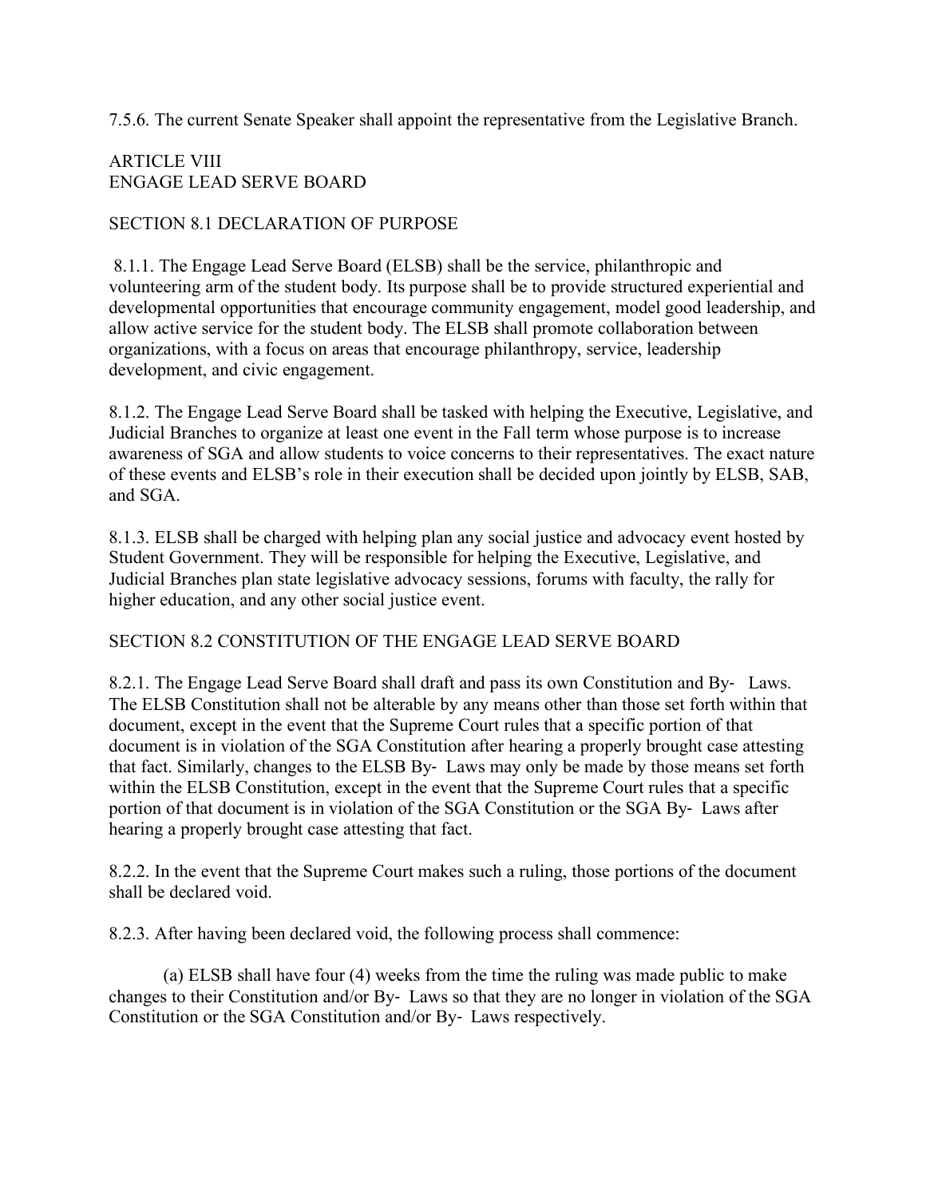7.5.6. The current Senate Speaker shall appoint the representative from the Legislative Branch.

## ARTICLE VIII
## ENGAGE LEAD SERVE BOARD

### SECTION 8.1 DECLARATION OF PURPOSE

8.1.1. The Engage Lead Serve Board (ELSB) shall be the service, philanthropic and volunteering arm of the student body. Its purpose shall be to provide structured experiential and developmental opportunities that encourage community engagement, model good leadership, and allow active service for the student body. The ELSB shall promote collaboration between organizations, with a focus on areas that encourage philanthropy, service, leadership development, and civic engagement.

8.1.2. The Engage Lead Serve Board shall be tasked with helping the Executive, Legislative, and Judicial Branches to organize at least one event in the Fall term whose purpose is to increase awareness of SGA and allow students to voice concerns to their representatives. The exact nature of these events and ELSB's role in their execution shall be decided upon jointly by ELSB, SAB, and SGA.

8.1.3. ELSB shall be charged with helping plan any social justice and advocacy event hosted by Student Government. They will be responsible for helping the Executive, Legislative, and Judicial Branches plan state legislative advocacy sessions, forums with faculty, the rally for higher education, and any other social justice event.

### SECTION 8.2 CONSTITUTION OF THE ENGAGE LEAD SERVE BOARD

8.2.1. The Engage Lead Serve Board shall draft and pass its own Constitution and By- Laws. The ELSB Constitution shall not be alterable by any means other than those set forth within that document, except in the event that the Supreme Court rules that a specific portion of that document is in violation of the SGA Constitution after hearing a properly brought case attesting that fact. Similarly, changes to the ELSB By- Laws may only be made by those means set forth within the ELSB Constitution, except in the event that the Supreme Court rules that a specific portion of that document is in violation of the SGA Constitution or the SGA By- Laws after hearing a properly brought case attesting that fact.

8.2.2. In the event that the Supreme Court makes such a ruling, those portions of the document shall be declared void.

8.2.3. After having been declared void, the following process shall commence:

(a) ELSB shall have four (4) weeks from the time the ruling was made public to make changes to their Constitution and/or By- Laws so that they are no longer in violation of the SGA Constitution or the SGA Constitution and/or By- Laws respectively.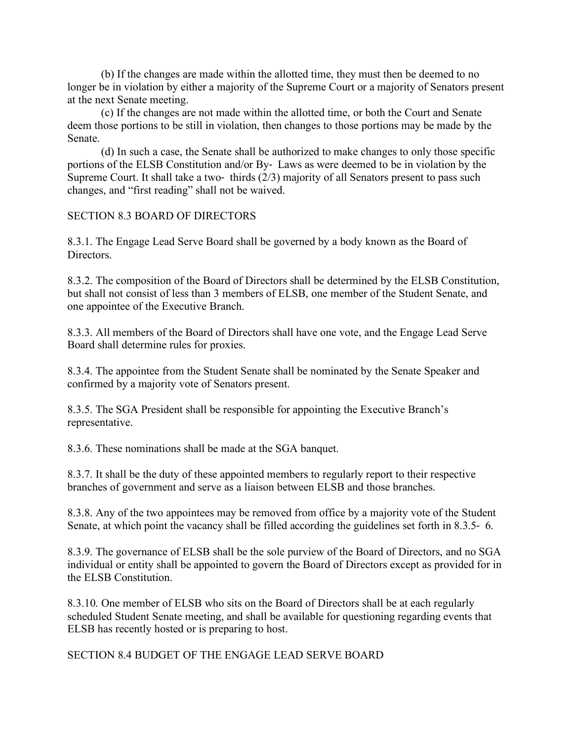(b) If the changes are made within the allotted time, they must then be deemed to no longer be in violation by either a majority of the Supreme Court or a majority of Senators present at the next Senate meeting.

(c) If the changes are not made within the allotted time, or both the Court and Senate deem those portions to be still in violation, then changes to those portions may be made by the Senate.

(d) In such a case, the Senate shall be authorized to make changes to only those specific portions of the ELSB Constitution and/or By- Laws as were deemed to be in violation by the Supreme Court. It shall take a two- thirds (2/3) majority of all Senators present to pass such changes, and "first reading" shall not be waived.

SECTION 8.3 BOARD OF DIRECTORS

8.3.1. The Engage Lead Serve Board shall be governed by a body known as the Board of Directors.

8.3.2. The composition of the Board of Directors shall be determined by the ELSB Constitution, but shall not consist of less than 3 members of ELSB, one member of the Student Senate, and one appointee of the Executive Branch.

8.3.3. All members of the Board of Directors shall have one vote, and the Engage Lead Serve Board shall determine rules for proxies.

8.3.4. The appointee from the Student Senate shall be nominated by the Senate Speaker and confirmed by a majority vote of Senators present.

8.3.5. The SGA President shall be responsible for appointing the Executive Branch's representative.

8.3.6. These nominations shall be made at the SGA banquet.

8.3.7. It shall be the duty of these appointed members to regularly report to their respective branches of government and serve as a liaison between ELSB and those branches.

8.3.8. Any of the two appointees may be removed from office by a majority vote of the Student Senate, at which point the vacancy shall be filled according the guidelines set forth in 8.3.5- 6.

8.3.9. The governance of ELSB shall be the sole purview of the Board of Directors, and no SGA individual or entity shall be appointed to govern the Board of Directors except as provided for in the ELSB Constitution.

8.3.10. One member of ELSB who sits on the Board of Directors shall be at each regularly scheduled Student Senate meeting, and shall be available for questioning regarding events that ELSB has recently hosted or is preparing to host.

SECTION 8.4 BUDGET OF THE ENGAGE LEAD SERVE BOARD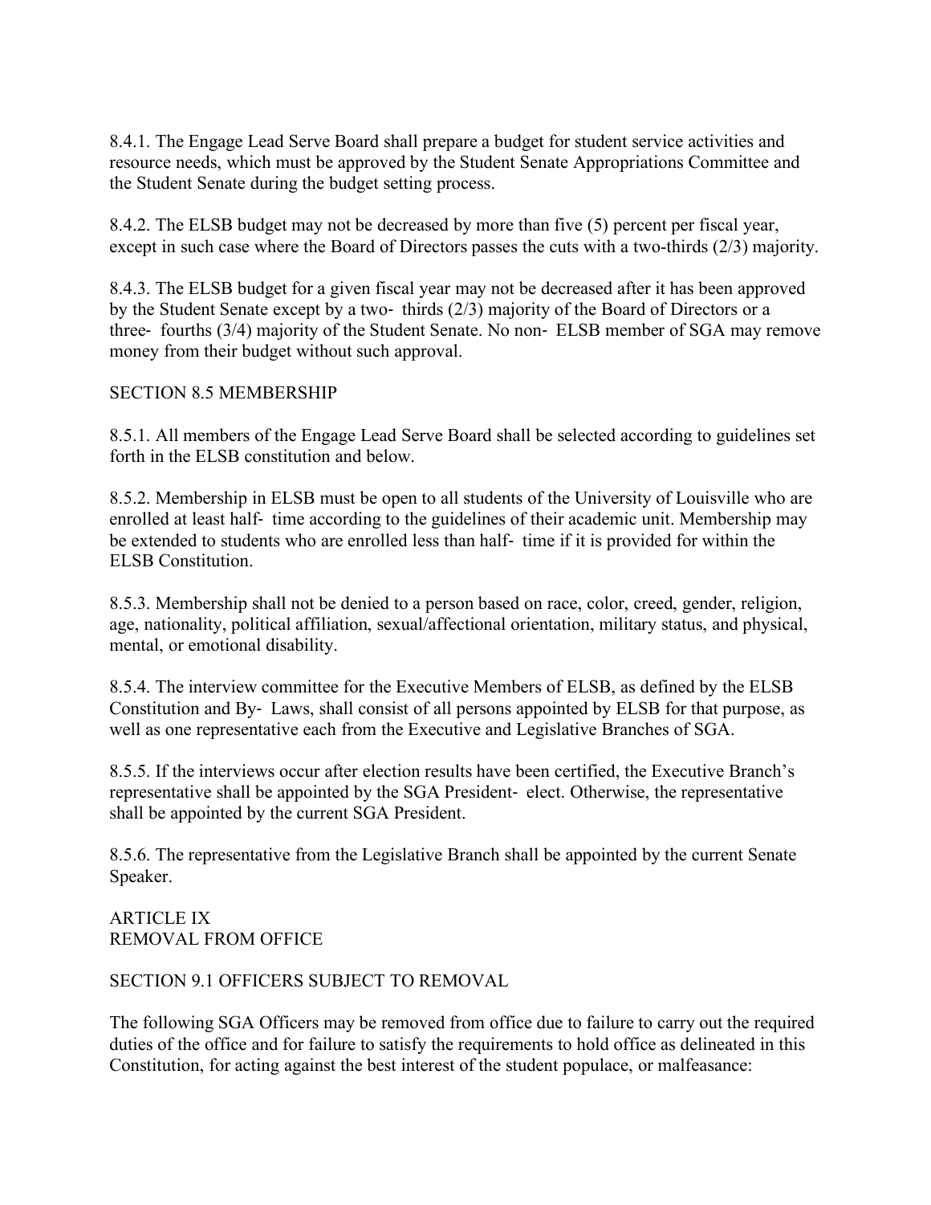8.4.1. The Engage Lead Serve Board shall prepare a budget for student service activities and resource needs, which must be approved by the Student Senate Appropriations Committee and the Student Senate during the budget setting process.

8.4.2. The ELSB budget may not be decreased by more than five (5) percent per fiscal year, except in such case where the Board of Directors passes the cuts with a two-thirds (2/3) majority.

8.4.3. The ELSB budget for a given fiscal year may not be decreased after it has been approved by the Student Senate except by a two-thirds (2/3) majority of the Board of Directors or a three-fourths (3/4) majority of the Student Senate. No non-ELSB member of SGA may remove money from their budget without such approval.

## SECTION 8.5 MEMBERSHIP

8.5.1. All members of the Engage Lead Serve Board shall be selected according to guidelines set forth in the ELSB constitution and below.

8.5.2. Membership in ELSB must be open to all students of the University of Louisville who are enrolled at least half-time according to the guidelines of their academic unit. Membership may be extended to students who are enrolled less than half-time if it is provided for within the ELSB Constitution.

8.5.3. Membership shall not be denied to a person based on race, color, creed, gender, religion, age, nationality, political affiliation, sexual/affectional orientation, military status, and physical, mental, or emotional disability.

8.5.4. The interview committee for the Executive Members of ELSB, as defined by the ELSB Constitution and By-Laws, shall consist of all persons appointed by ELSB for that purpose, as well as one representative each from the Executive and Legislative Branches of SGA.

8.5.5. If the interviews occur after election results have been certified, the Executive Branch's representative shall be appointed by the SGA President-elect. Otherwise, the representative shall be appointed by the current SGA President.

8.5.6. The representative from the Legislative Branch shall be appointed by the current Senate Speaker.

# ARTICLE IX
# REMOVAL FROM OFFICE

## SECTION 9.1 OFFICERS SUBJECT TO REMOVAL

The following SGA Officers may be removed from office due to failure to carry out the required duties of the office and for failure to satisfy the requirements to hold office as delineated in this Constitution, for acting against the best interest of the student populace, or malfeasance: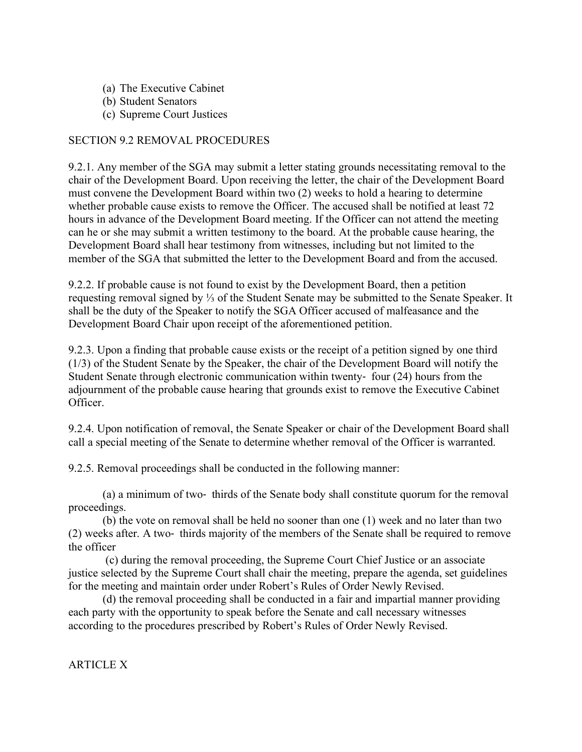(a) The Executive Cabinet
(b) Student Senators
(c) Supreme Court Justices

SECTION 9.2 REMOVAL PROCEDURES

9.2.1. Any member of the SGA may submit a letter stating grounds necessitating removal to the chair of the Development Board. Upon receiving the letter, the chair of the Development Board must convene the Development Board within two (2) weeks to hold a hearing to determine whether probable cause exists to remove the Officer. The accused shall be notified at least 72 hours in advance of the Development Board meeting. If the Officer can not attend the meeting can he or she may submit a written testimony to the board. At the probable cause hearing, the Development Board shall hear testimony from witnesses, including but not limited to the member of the SGA that submitted the letter to the Development Board and from the accused.

9.2.2. If probable cause is not found to exist by the Development Board, then a petition requesting removal signed by ⅓ of the Student Senate may be submitted to the Senate Speaker. It shall be the duty of the Speaker to notify the SGA Officer accused of malfeasance and the Development Board Chair upon receipt of the aforementioned petition.

9.2.3. Upon a finding that probable cause exists or the receipt of a petition signed by one third (1/3) of the Student Senate by the Speaker, the chair of the Development Board will notify the Student Senate through electronic communication within twenty- four (24) hours from the adjournment of the probable cause hearing that grounds exist to remove the Executive Cabinet Officer.

9.2.4. Upon notification of removal, the Senate Speaker or chair of the Development Board shall call a special meeting of the Senate to determine whether removal of the Officer is warranted.

9.2.5. Removal proceedings shall be conducted in the following manner:

(a) a minimum of two- thirds of the Senate body shall constitute quorum for the removal proceedings.

(b) the vote on removal shall be held no sooner than one (1) week and no later than two (2) weeks after. A two- thirds majority of the members of the Senate shall be required to remove the officer

(c) during the removal proceeding, the Supreme Court Chief Justice or an associate justice selected by the Supreme Court shall chair the meeting, prepare the agenda, set guidelines for the meeting and maintain order under Robert's Rules of Order Newly Revised.

(d) the removal proceeding shall be conducted in a fair and impartial manner providing each party with the opportunity to speak before the Senate and call necessary witnesses according to the procedures prescribed by Robert's Rules of Order Newly Revised.

ARTICLE X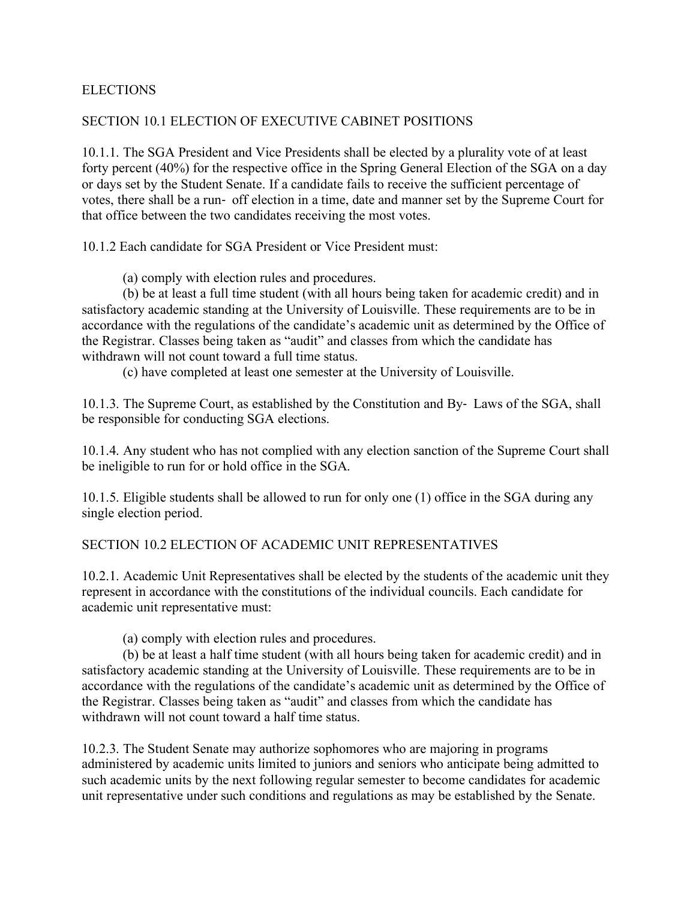# ELECTIONS

## SECTION 10.1 ELECTION OF EXECUTIVE CABINET POSITIONS

10.1.1. The SGA President and Vice Presidents shall be elected by a plurality vote of at least forty percent (40%) for the respective office in the Spring General Election of the SGA on a day or days set by the Student Senate. If a candidate fails to receive the sufficient percentage of votes, there shall be a run- off election in a time, date and manner set by the Supreme Court for that office between the two candidates receiving the most votes.

10.1.2 Each candidate for SGA President or Vice President must:

(a) comply with election rules and procedures.

(b) be at least a full time student (with all hours being taken for academic credit) and in satisfactory academic standing at the University of Louisville. These requirements are to be in accordance with the regulations of the candidate's academic unit as determined by the Office of the Registrar. Classes being taken as "audit" and classes from which the candidate has withdrawn will not count toward a full time status.

(c) have completed at least one semester at the University of Louisville.

10.1.3. The Supreme Court, as established by the Constitution and By- Laws of the SGA, shall be responsible for conducting SGA elections.

10.1.4. Any student who has not complied with any election sanction of the Supreme Court shall be ineligible to run for or hold office in the SGA.

10.1.5. Eligible students shall be allowed to run for only one (1) office in the SGA during any single election period.

## SECTION 10.2 ELECTION OF ACADEMIC UNIT REPRESENTATIVES

10.2.1. Academic Unit Representatives shall be elected by the students of the academic unit they represent in accordance with the constitutions of the individual councils. Each candidate for academic unit representative must:

(a) comply with election rules and procedures.

(b) be at least a half time student (with all hours being taken for academic credit) and in satisfactory academic standing at the University of Louisville. These requirements are to be in accordance with the regulations of the candidate's academic unit as determined by the Office of the Registrar. Classes being taken as "audit" and classes from which the candidate has withdrawn will not count toward a half time status.

10.2.3. The Student Senate may authorize sophomores who are majoring in programs administered by academic units limited to juniors and seniors who anticipate being admitted to such academic units by the next following regular semester to become candidates for academic unit representative under such conditions and regulations as may be established by the Senate.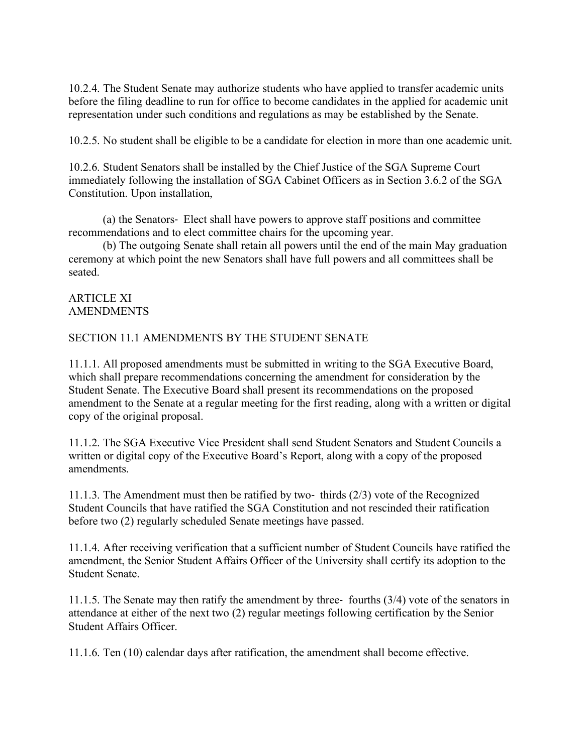10.2.4. The Student Senate may authorize students who have applied to transfer academic units before the filing deadline to run for office to become candidates in the applied for academic unit representation under such conditions and regulations as may be established by the Senate.

10.2.5. No student shall be eligible to be a candidate for election in more than one academic unit.

10.2.6. Student Senators shall be installed by the Chief Justice of the SGA Supreme Court immediately following the installation of SGA Cabinet Officers as in Section 3.6.2 of the SGA Constitution. Upon installation,

(a) the Senators- Elect shall have powers to approve staff positions and committee recommendations and to elect committee chairs for the upcoming year.

(b) The outgoing Senate shall retain all powers until the end of the main May graduation ceremony at which point the new Senators shall have full powers and all committees shall be seated.

## ARTICLE XI
## AMENDMENTS

### SECTION 11.1 AMENDMENTS BY THE STUDENT SENATE

11.1.1. All proposed amendments must be submitted in writing to the SGA Executive Board, which shall prepare recommendations concerning the amendment for consideration by the Student Senate. The Executive Board shall present its recommendations on the proposed amendment to the Senate at a regular meeting for the first reading, along with a written or digital copy of the original proposal.

11.1.2. The SGA Executive Vice President shall send Student Senators and Student Councils a written or digital copy of the Executive Board's Report, along with a copy of the proposed amendments.

11.1.3. The Amendment must then be ratified by two- thirds (2/3) vote of the Recognized Student Councils that have ratified the SGA Constitution and not rescinded their ratification before two (2) regularly scheduled Senate meetings have passed.

11.1.4. After receiving verification that a sufficient number of Student Councils have ratified the amendment, the Senior Student Affairs Officer of the University shall certify its adoption to the Student Senate.

11.1.5. The Senate may then ratify the amendment by three- fourths (3/4) vote of the senators in attendance at either of the next two (2) regular meetings following certification by the Senior Student Affairs Officer.

11.1.6. Ten (10) calendar days after ratification, the amendment shall become effective.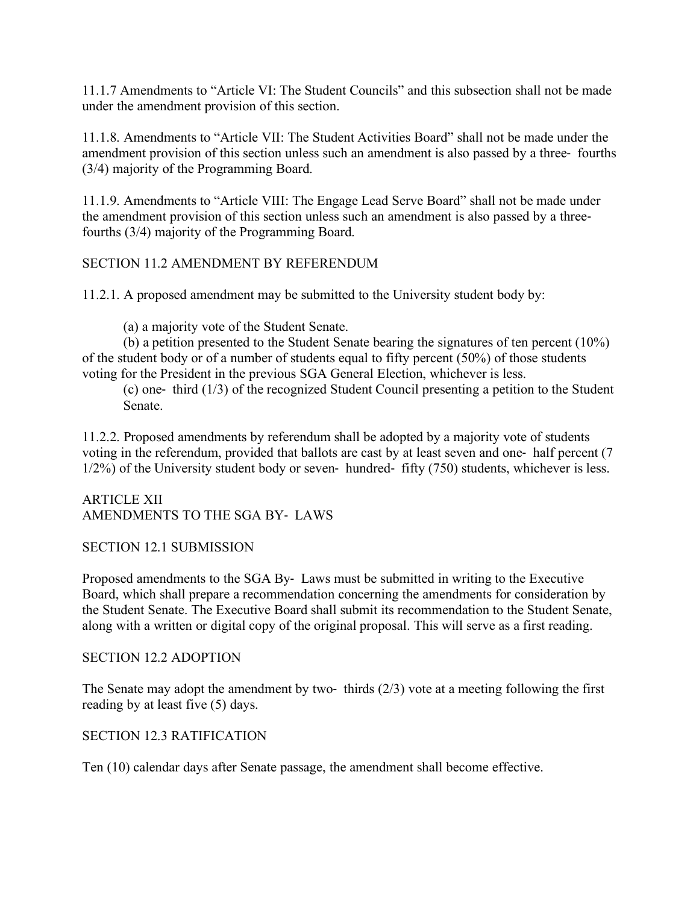11.1.7 Amendments to "Article VI: The Student Councils" and this subsection shall not be made under the amendment provision of this section.

11.1.8. Amendments to "Article VII: The Student Activities Board" shall not be made under the amendment provision of this section unless such an amendment is also passed by a three- fourths (3/4) majority of the Programming Board.

11.1.9. Amendments to "Article VIII: The Engage Lead Serve Board" shall not be made under the amendment provision of this section unless such an amendment is also passed by a three-fourths (3/4) majority of the Programming Board.

### SECTION 11.2 AMENDMENT BY REFERENDUM

11.2.1. A proposed amendment may be submitted to the University student body by:

(a) a majority vote of the Student Senate.

(b) a petition presented to the Student Senate bearing the signatures of ten percent (10%) of the student body or of a number of students equal to fifty percent (50%) of those students voting for the President in the previous SGA General Election, whichever is less.

(c) one- third (1/3) of the recognized Student Council presenting a petition to the Student Senate.

11.2.2. Proposed amendments by referendum shall be adopted by a majority vote of students voting in the referendum, provided that ballots are cast by at least seven and one- half percent (7 1/2%) of the University student body or seven- hundred- fifty (750) students, whichever is less.

## ARTICLE XII
## AMENDMENTS TO THE SGA BY- LAWS

### SECTION 12.1 SUBMISSION

Proposed amendments to the SGA By- Laws must be submitted in writing to the Executive Board, which shall prepare a recommendation concerning the amendments for consideration by the Student Senate. The Executive Board shall submit its recommendation to the Student Senate, along with a written or digital copy of the original proposal. This will serve as a first reading.

### SECTION 12.2 ADOPTION

The Senate may adopt the amendment by two- thirds (2/3) vote at a meeting following the first reading by at least five (5) days.

### SECTION 12.3 RATIFICATION

Ten (10) calendar days after Senate passage, the amendment shall become effective.